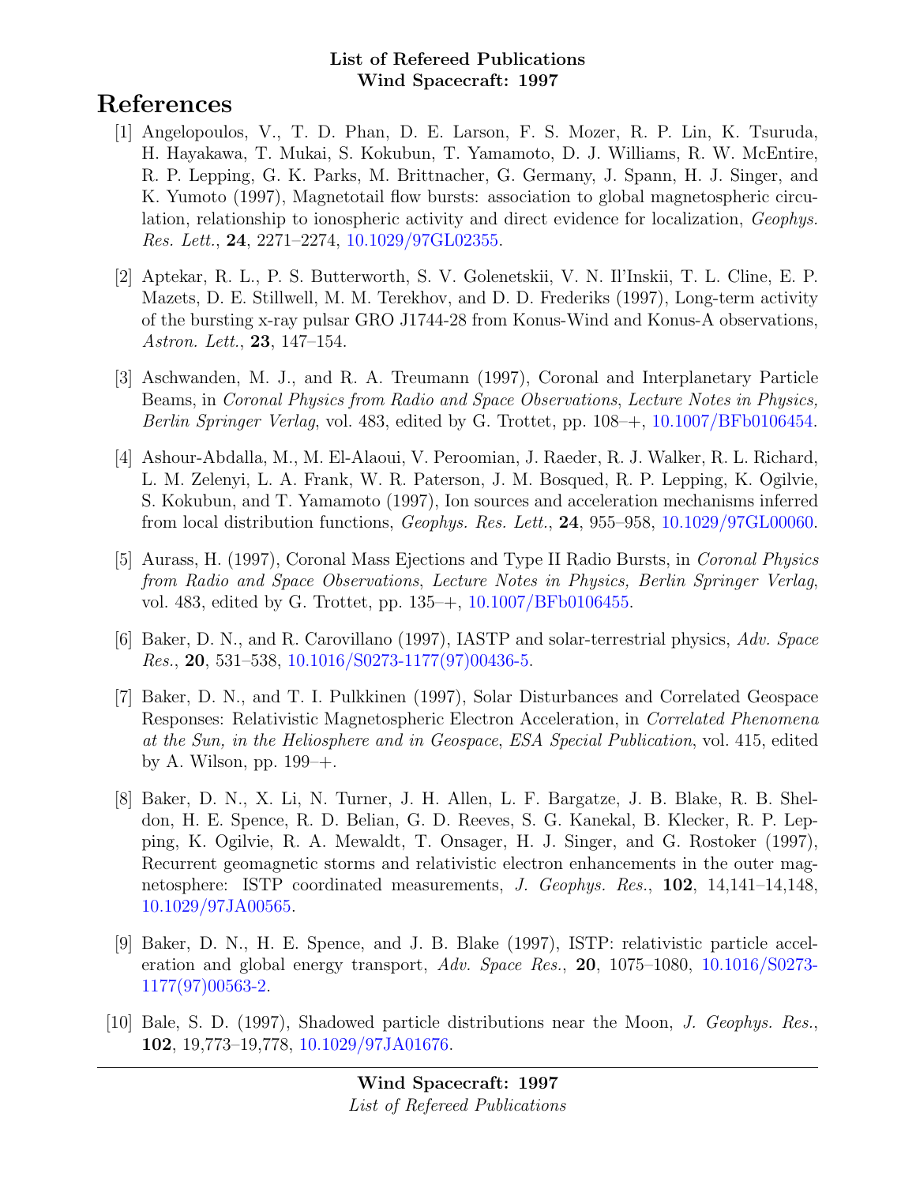**List of Refereed Publications**
**Wind Spacecraft: 1997**

# References

[1] Angelopoulos, V., T. D. Phan, D. E. Larson, F. S. Mozer, R. P. Lin, K. Tsuruda, H. Hayakawa, T. Mukai, S. Kokubun, T. Yamamoto, D. J. Williams, R. W. McEntire, R. P. Lepping, G. K. Parks, M. Brittnacher, G. Germany, J. Spann, H. J. Singer, and K. Yumoto (1997), Magnetotail flow bursts: association to global magnetospheric circulation, relationship to ionospheric activity and direct evidence for localization, *Geophys. Res. Lett.*, **24**, 2271–2274, 10.1029/97GL02355.

[2] Aptekar, R. L., P. S. Butterworth, S. V. Golenetskii, V. N. Il'Inskii, T. L. Cline, E. P. Mazets, D. E. Stillwell, M. M. Terekhov, and D. D. Frederiks (1997), Long-term activity of the bursting x-ray pulsar GRO J1744-28 from Konus-Wind and Konus-A observations, *Astron. Lett.*, **23**, 147–154.

[3] Aschwanden, M. J., and R. A. Treumann (1997), Coronal and Interplanetary Particle Beams, in *Coronal Physics from Radio and Space Observations*, *Lecture Notes in Physics, Berlin Springer Verlag*, vol. 483, edited by G. Trottet, pp. 108–+, 10.1007/BFb0106454.

[4] Ashour-Abdalla, M., M. El-Alaoui, V. Peroomian, J. Raeder, R. J. Walker, R. L. Richard, L. M. Zelenyi, L. A. Frank, W. R. Paterson, J. M. Bosqued, R. P. Lepping, K. Ogilvie, S. Kokubun, and T. Yamamoto (1997), Ion sources and acceleration mechanisms inferred from local distribution functions, *Geophys. Res. Lett.*, **24**, 955–958, 10.1029/97GL00060.

[5] Aurass, H. (1997), Coronal Mass Ejections and Type II Radio Bursts, in *Coronal Physics from Radio and Space Observations*, *Lecture Notes in Physics, Berlin Springer Verlag*, vol. 483, edited by G. Trottet, pp. 135–+, 10.1007/BFb0106455.

[6] Baker, D. N., and R. Carovillano (1997), IASTP and solar-terrestrial physics, *Adv. Space Res.*, **20**, 531–538, 10.1016/S0273-1177(97)00436-5.

[7] Baker, D. N., and T. I. Pulkkinen (1997), Solar Disturbances and Correlated Geospace Responses: Relativistic Magnetospheric Electron Acceleration, in *Correlated Phenomena at the Sun, in the Heliosphere and in Geospace*, *ESA Special Publication*, vol. 415, edited by A. Wilson, pp. 199–+.

[8] Baker, D. N., X. Li, N. Turner, J. H. Allen, L. F. Bargatze, J. B. Blake, R. B. Sheldon, H. E. Spence, R. D. Belian, G. D. Reeves, S. G. Kanekal, B. Klecker, R. P. Lepping, K. Ogilvie, R. A. Mewaldt, T. Onsager, H. J. Singer, and G. Rostoker (1997), Recurrent geomagnetic storms and relativistic electron enhancements in the outer magnetosphere: ISTP coordinated measurements, *J. Geophys. Res.*, **102**, 14,141–14,148, 10.1029/97JA00565.

[9] Baker, D. N., H. E. Spence, and J. B. Blake (1997), ISTP: relativistic particle acceleration and global energy transport, *Adv. Space Res.*, **20**, 1075–1080, 10.1016/S0273-1177(97)00563-2.

[10] Bale, S. D. (1997), Shadowed particle distributions near the Moon, *J. Geophys. Res.*, **102**, 19,773–19,778, 10.1029/97JA01676.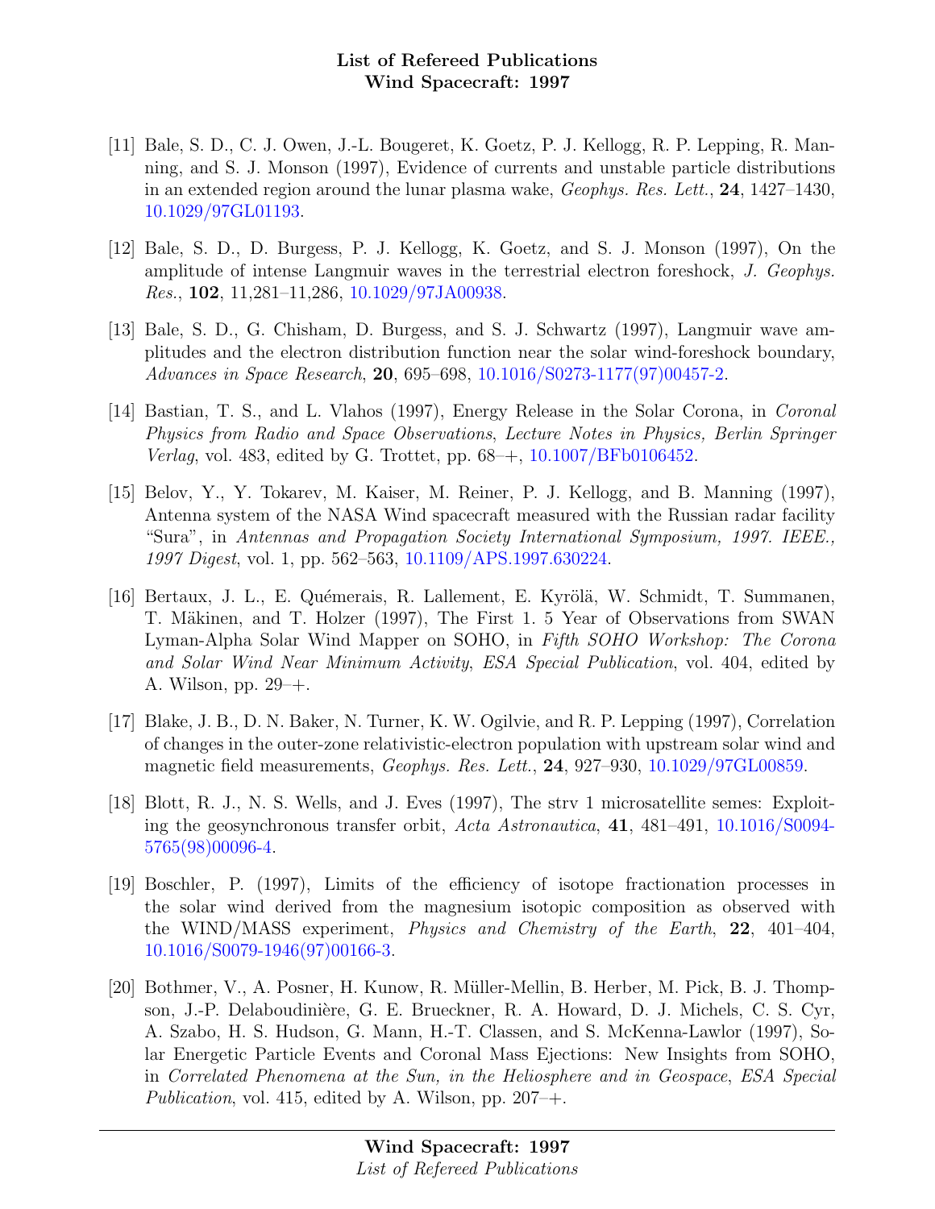[11] Bale, S. D., C. J. Owen, J.-L. Bougeret, K. Goetz, P. J. Kellogg, R. P. Lepping, R. Manning, and S. J. Monson (1997), Evidence of currents and unstable particle distributions in an extended region around the lunar plasma wake, *Geophys. Res. Lett.*, **24**, 1427–1430, 10.1029/97GL01193.

[12] Bale, S. D., D. Burgess, P. J. Kellogg, K. Goetz, and S. J. Monson (1997), On the amplitude of intense Langmuir waves in the terrestrial electron foreshock, *J. Geophys. Res.*, **102**, 11,281–11,286, 10.1029/97JA00938.

[13] Bale, S. D., G. Chisham, D. Burgess, and S. J. Schwartz (1997), Langmuir wave amplitudes and the electron distribution function near the solar wind-foreshock boundary, *Advances in Space Research*, **20**, 695–698, 10.1016/S0273-1177(97)00457-2.

[14] Bastian, T. S., and L. Vlahos (1997), Energy Release in the Solar Corona, in *Coronal Physics from Radio and Space Observations*, *Lecture Notes in Physics, Berlin Springer Verlag*, vol. 483, edited by G. Trottet, pp. 68–+, 10.1007/BFb0106452.

[15] Belov, Y., Y. Tokarev, M. Kaiser, M. Reiner, P. J. Kellogg, and B. Manning (1997), Antenna system of the NASA Wind spacecraft measured with the Russian radar facility "Sura", in *Antennas and Propagation Society International Symposium, 1997. IEEE., 1997 Digest*, vol. 1, pp. 562–563, 10.1109/APS.1997.630224.

[16] Bertaux, J. L., E. Quémerais, R. Lallement, E. Kyrölä, W. Schmidt, T. Summanen, T. Mäkinen, and T. Holzer (1997), The First 1. 5 Year of Observations from SWAN Lyman-Alpha Solar Wind Mapper on SOHO, in *Fifth SOHO Workshop: The Corona and Solar Wind Near Minimum Activity*, *ESA Special Publication*, vol. 404, edited by A. Wilson, pp. 29–+.

[17] Blake, J. B., D. N. Baker, N. Turner, K. W. Ogilvie, and R. P. Lepping (1997), Correlation of changes in the outer-zone relativistic-electron population with upstream solar wind and magnetic field measurements, *Geophys. Res. Lett.*, **24**, 927–930, 10.1029/97GL00859.

[18] Blott, R. J., N. S. Wells, and J. Eves (1997), The strv 1 microsatellite semes: Exploiting the geosynchronous transfer orbit, *Acta Astronautica*, **41**, 481–491, 10.1016/S0094-5765(98)00096-4.

[19] Boschler, P. (1997), Limits of the efficiency of isotope fractionation processes in the solar wind derived from the magnesium isotopic composition as observed with the WIND/MASS experiment, *Physics and Chemistry of the Earth*, **22**, 401–404, 10.1016/S0079-1946(97)00166-3.

[20] Bothmer, V., A. Posner, H. Kunow, R. Müller-Mellin, B. Herber, M. Pick, B. J. Thompson, J.-P. Delaboudinière, G. E. Brueckner, R. A. Howard, D. J. Michels, C. S. Cyr, A. Szabo, H. S. Hudson, G. Mann, H.-T. Classen, and S. McKenna-Lawlor (1997), Solar Energetic Particle Events and Coronal Mass Ejections: New Insights from SOHO, in *Correlated Phenomena at the Sun, in the Heliosphere and in Geospace*, *ESA Special Publication*, vol. 415, edited by A. Wilson, pp. 207–+.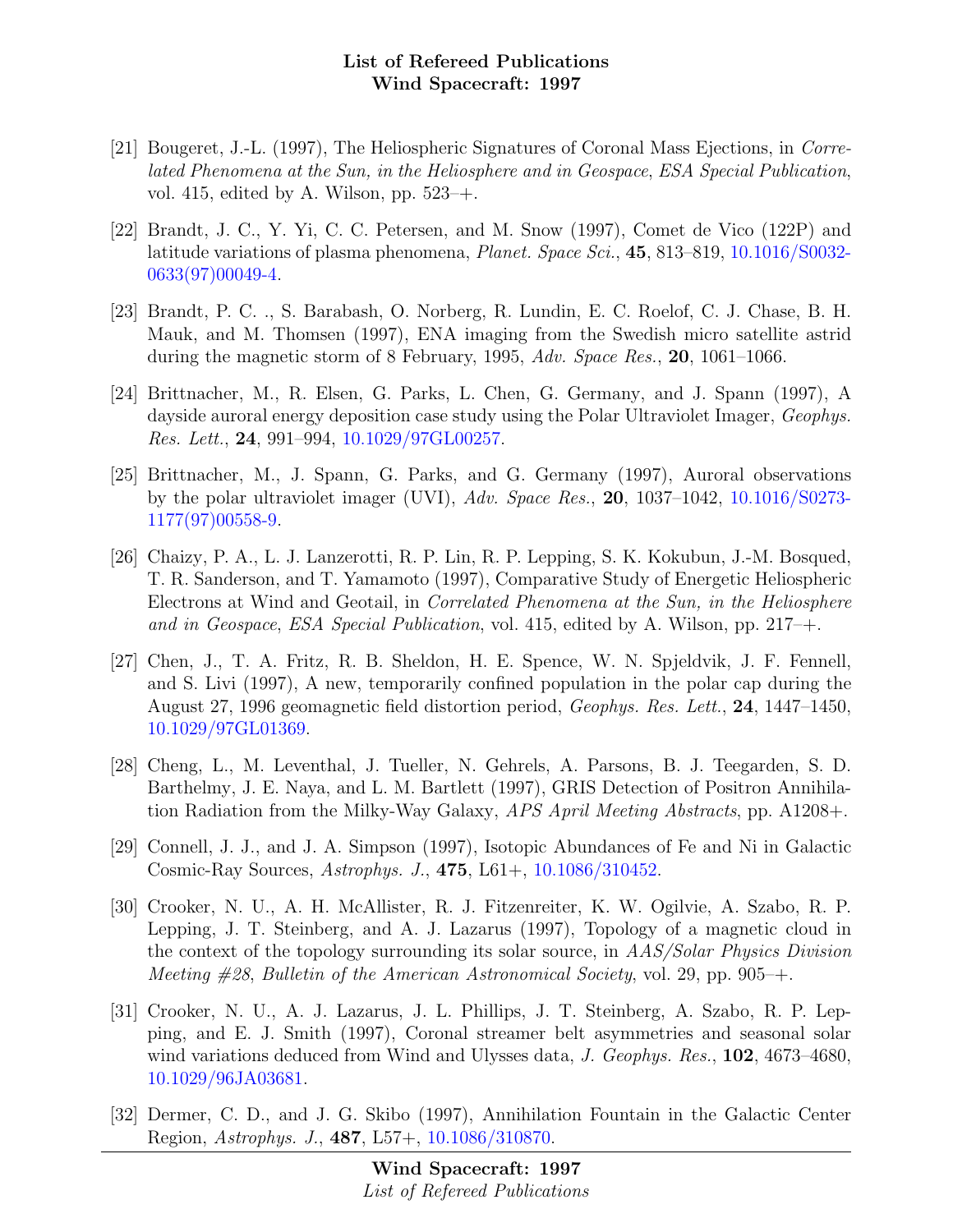[21] Bougeret, J.-L. (1997), The Heliospheric Signatures of Coronal Mass Ejections, in *Correlated Phenomena at the Sun, in the Heliosphere and in Geospace*, *ESA Special Publication*, vol. 415, edited by A. Wilson, pp. 523–+.

[22] Brandt, J. C., Y. Yi, C. C. Petersen, and M. Snow (1997), Comet de Vico (122P) and latitude variations of plasma phenomena, *Planet. Space Sci.*, **45**, 813–819, 10.1016/S0032-0633(97)00049-4.

[23] Brandt, P. C. ., S. Barabash, O. Norberg, R. Lundin, E. C. Roelof, C. J. Chase, B. H. Mauk, and M. Thomsen (1997), ENA imaging from the Swedish micro satellite astrid during the magnetic storm of 8 February, 1995, *Adv. Space Res.*, **20**, 1061–1066.

[24] Brittnacher, M., R. Elsen, G. Parks, L. Chen, G. Germany, and J. Spann (1997), A dayside auroral energy deposition case study using the Polar Ultraviolet Imager, *Geophys. Res. Lett.*, **24**, 991–994, 10.1029/97GL00257.

[25] Brittnacher, M., J. Spann, G. Parks, and G. Germany (1997), Auroral observations by the polar ultraviolet imager (UVI), *Adv. Space Res.*, **20**, 1037–1042, 10.1016/S0273-1177(97)00558-9.

[26] Chaizy, P. A., L. J. Lanzerotti, R. P. Lin, R. P. Lepping, S. K. Kokubun, J.-M. Bosqued, T. R. Sanderson, and T. Yamamoto (1997), Comparative Study of Energetic Heliospheric Electrons at Wind and Geotail, in *Correlated Phenomena at the Sun, in the Heliosphere and in Geospace*, *ESA Special Publication*, vol. 415, edited by A. Wilson, pp. 217–+.

[27] Chen, J., T. A. Fritz, R. B. Sheldon, H. E. Spence, W. N. Spjeldvik, J. F. Fennell, and S. Livi (1997), A new, temporarily confined population in the polar cap during the August 27, 1996 geomagnetic field distortion period, *Geophys. Res. Lett.*, **24**, 1447–1450, 10.1029/97GL01369.

[28] Cheng, L., M. Leventhal, J. Tueller, N. Gehrels, A. Parsons, B. J. Teegarden, S. D. Barthelmy, J. E. Naya, and L. M. Bartlett (1997), GRIS Detection of Positron Annihilation Radiation from the Milky-Way Galaxy, *APS April Meeting Abstracts*, pp. A1208+.

[29] Connell, J. J., and J. A. Simpson (1997), Isotopic Abundances of Fe and Ni in Galactic Cosmic-Ray Sources, *Astrophys. J.*, **475**, L61+, 10.1086/310452.

[30] Crooker, N. U., A. H. McAllister, R. J. Fitzenreiter, K. W. Ogilvie, A. Szabo, R. P. Lepping, J. T. Steinberg, and A. J. Lazarus (1997), Topology of a magnetic cloud in the context of the topology surrounding its solar source, in *AAS/Solar Physics Division Meeting #28*, *Bulletin of the American Astronomical Society*, vol. 29, pp. 905–+.

[31] Crooker, N. U., A. J. Lazarus, J. L. Phillips, J. T. Steinberg, A. Szabo, R. P. Lepping, and E. J. Smith (1997), Coronal streamer belt asymmetries and seasonal solar wind variations deduced from Wind and Ulysses data, *J. Geophys. Res.*, **102**, 4673–4680, 10.1029/96JA03681.

[32] Dermer, C. D., and J. G. Skibo (1997), Annihilation Fountain in the Galactic Center Region, *Astrophys. J.*, **487**, L57+, 10.1086/310870.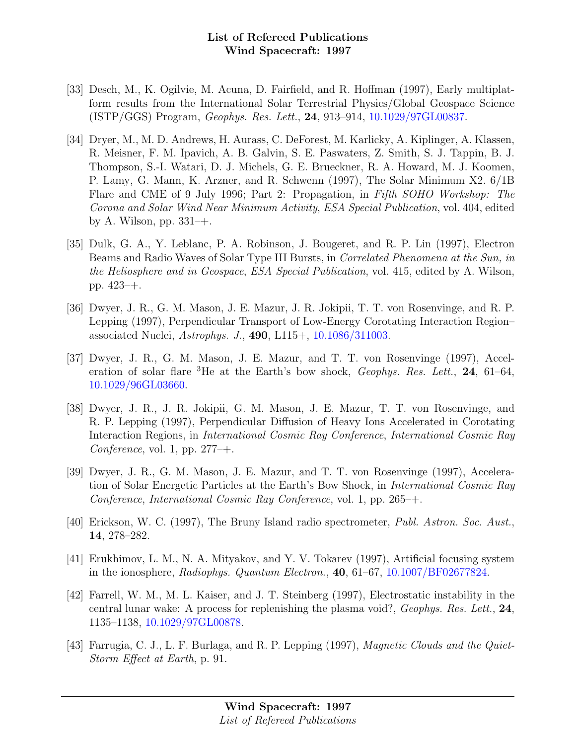[33] Desch, M., K. Ogilvie, M. Acuna, D. Fairfield, and R. Hoffman (1997), Early multiplatform results from the International Solar Terrestrial Physics/Global Geospace Science (ISTP/GGS) Program, *Geophys. Res. Lett.*, **24**, 913–914, 10.1029/97GL00837.

[34] Dryer, M., M. D. Andrews, H. Aurass, C. DeForest, M. Karlicky, A. Kiplinger, A. Klassen, R. Meisner, F. M. Ipavich, A. B. Galvin, S. E. Paswaters, Z. Smith, S. J. Tappin, B. J. Thompson, S.-I. Watari, D. J. Michels, G. E. Brueckner, R. A. Howard, M. J. Koomen, P. Lamy, G. Mann, K. Arzner, and R. Schwenn (1997), The Solar Minimum X2. 6/1B Flare and CME of 9 July 1996; Part 2: Propagation, in *Fifth SOHO Workshop: The Corona and Solar Wind Near Minimum Activity*, *ESA Special Publication*, vol. 404, edited by A. Wilson, pp. 331–+.

[35] Dulk, G. A., Y. Leblanc, P. A. Robinson, J. Bougeret, and R. P. Lin (1997), Electron Beams and Radio Waves of Solar Type III Bursts, in *Correlated Phenomena at the Sun, in the Heliosphere and in Geospace*, *ESA Special Publication*, vol. 415, edited by A. Wilson, pp. 423–+.

[36] Dwyer, J. R., G. M. Mason, J. E. Mazur, J. R. Jokipii, T. T. von Rosenvinge, and R. P. Lepping (1997), Perpendicular Transport of Low-Energy Corotating Interaction Region–associated Nuclei, *Astrophys. J.*, **490**, L115+, 10.1086/311003.

[37] Dwyer, J. R., G. M. Mason, J. E. Mazur, and T. T. von Rosenvinge (1997), Acceleration of solar flare $^3$He at the Earth's bow shock, *Geophys. Res. Lett.*, **24**, 61–64, 10.1029/96GL03660.

[38] Dwyer, J. R., J. R. Jokipii, G. M. Mason, J. E. Mazur, T. T. von Rosenvinge, and R. P. Lepping (1997), Perpendicular Diffusion of Heavy Ions Accelerated in Corotating Interaction Regions, in *International Cosmic Ray Conference*, *International Cosmic Ray Conference*, vol. 1, pp. 277–+.

[39] Dwyer, J. R., G. M. Mason, J. E. Mazur, and T. T. von Rosenvinge (1997), Acceleration of Solar Energetic Particles at the Earth's Bow Shock, in *International Cosmic Ray Conference*, *International Cosmic Ray Conference*, vol. 1, pp. 265–+.

[40] Erickson, W. C. (1997), The Bruny Island radio spectrometer, *Publ. Astron. Soc. Aust.*, **14**, 278–282.

[41] Erukhimov, L. M., N. A. Mityakov, and Y. V. Tokarev (1997), Artificial focusing system in the ionosphere, *Radiophys. Quantum Electron.*, **40**, 61–67, 10.1007/BF02677824.

[42] Farrell, W. M., M. L. Kaiser, and J. T. Steinberg (1997), Electrostatic instability in the central lunar wake: A process for replenishing the plasma void?, *Geophys. Res. Lett.*, **24**, 1135–1138, 10.1029/97GL00878.

[43] Farrugia, C. J., L. F. Burlaga, and R. P. Lepping (1997), *Magnetic Clouds and the Quiet-Storm Effect at Earth*, p. 91.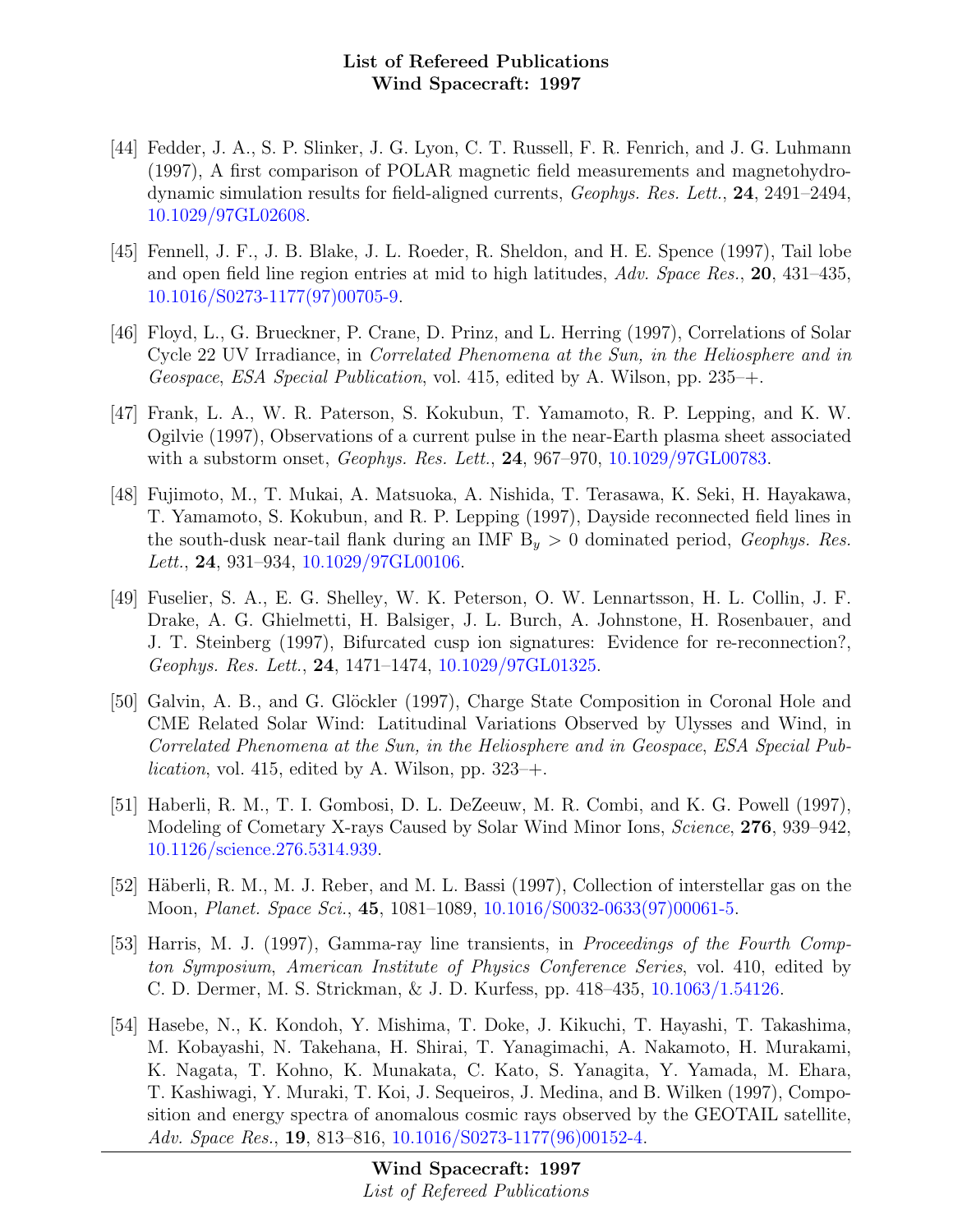- [44] Fedder, J. A., S. P. Slinker, J. G. Lyon, C. T. Russell, F. R. Fenrich, and J. G. Luhmann (1997), A first comparison of POLAR magnetic field measurements and magnetohydrodynamic simulation results for field-aligned currents, *Geophys. Res. Lett.*, **24**, 2491–2494, 10.1029/97GL02608.

- [45] Fennell, J. F., J. B. Blake, J. L. Roeder, R. Sheldon, and H. E. Spence (1997), Tail lobe and open field line region entries at mid to high latitudes, *Adv. Space Res.*, **20**, 431–435, 10.1016/S0273-1177(97)00705-9.

- [46] Floyd, L., G. Brueckner, P. Crane, D. Prinz, and L. Herring (1997), Correlations of Solar Cycle 22 UV Irradiance, in *Correlated Phenomena at the Sun, in the Heliosphere and in Geospace*, *ESA Special Publication*, vol. 415, edited by A. Wilson, pp. 235–+.

- [47] Frank, L. A., W. R. Paterson, S. Kokubun, T. Yamamoto, R. P. Lepping, and K. W. Ogilvie (1997), Observations of a current pulse in the near-Earth plasma sheet associated with a substorm onset, *Geophys. Res. Lett.*, **24**, 967–970, 10.1029/97GL00783.

- [48] Fujimoto, M., T. Mukai, A. Matsuoka, A. Nishida, T. Terasawa, K. Seki, H. Hayakawa, T. Yamamoto, S. Kokubun, and R. P. Lepping (1997), Dayside reconnected field lines in the south-dusk near-tail flank during an IMF $B_y > 0$ dominated period, *Geophys. Res. Lett.*, **24**, 931–934, 10.1029/97GL00106.

- [49] Fuselier, S. A., E. G. Shelley, W. K. Peterson, O. W. Lennartsson, H. L. Collin, J. F. Drake, A. G. Ghielmetti, H. Balsiger, J. L. Burch, A. Johnstone, H. Rosenbauer, and J. T. Steinberg (1997), Bifurcated cusp ion signatures: Evidence for re-reconnection?, *Geophys. Res. Lett.*, **24**, 1471–1474, 10.1029/97GL01325.

- [50] Galvin, A. B., and G. Glöckler (1997), Charge State Composition in Coronal Hole and CME Related Solar Wind: Latitudinal Variations Observed by Ulysses and Wind, in *Correlated Phenomena at the Sun, in the Heliosphere and in Geospace*, *ESA Special Publication*, vol. 415, edited by A. Wilson, pp. 323–+.

- [51] Haberli, R. M., T. I. Gombosi, D. L. DeZeeuw, M. R. Combi, and K. G. Powell (1997), Modeling of Cometary X-rays Caused by Solar Wind Minor Ions, *Science*, **276**, 939–942, 10.1126/science.276.5314.939.

- [52] Häberli, R. M., M. J. Reber, and M. L. Bassi (1997), Collection of interstellar gas on the Moon, *Planet. Space Sci.*, **45**, 1081–1089, 10.1016/S0032-0633(97)00061-5.

- [53] Harris, M. J. (1997), Gamma-ray line transients, in *Proceedings of the Fourth Compton Symposium*, *American Institute of Physics Conference Series*, vol. 410, edited by C. D. Dermer, M. S. Strickman, & J. D. Kurfess, pp. 418–435, 10.1063/1.54126.

- [54] Hasebe, N., K. Kondoh, Y. Mishima, T. Doke, J. Kikuchi, T. Hayashi, T. Takashima, M. Kobayashi, N. Takehana, H. Shirai, T. Yanagimachi, A. Nakamoto, H. Murakami, K. Nagata, T. Kohno, K. Munakata, C. Kato, S. Yanagita, Y. Yamada, M. Ehara, T. Kashiwagi, Y. Muraki, T. Koi, J. Sequeiros, J. Medina, and B. Wilken (1997), Composition and energy spectra of anomalous cosmic rays observed by the GEOTAIL satellite, *Adv. Space Res.*, **19**, 813–816, 10.1016/S0273-1177(96)00152-4.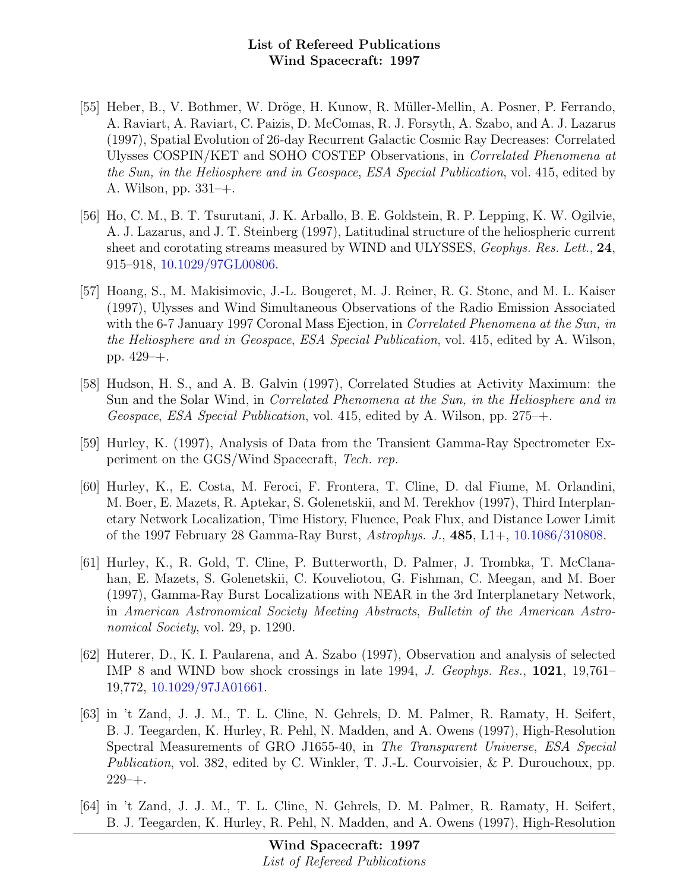[55] Heber, B., V. Bothmer, W. Dröge, H. Kunow, R. Müller-Mellin, A. Posner, P. Ferrando, A. Raviart, A. Raviart, C. Paizis, D. McComas, R. J. Forsyth, A. Szabo, and A. J. Lazarus (1997), Spatial Evolution of 26-day Recurrent Galactic Cosmic Ray Decreases: Correlated Ulysses COSPIN/KET and SOHO COSTEP Observations, in *Correlated Phenomena at the Sun, in the Heliosphere and in Geospace*, *ESA Special Publication*, vol. 415, edited by A. Wilson, pp. 331–+.

[56] Ho, C. M., B. T. Tsurutani, J. K. Arballo, B. E. Goldstein, R. P. Lepping, K. W. Ogilvie, A. J. Lazarus, and J. T. Steinberg (1997), Latitudinal structure of the heliospheric current sheet and corotating streams measured by WIND and ULYSSES, *Geophys. Res. Lett.*, **24**, 915–918, 10.1029/97GL00806.

[57] Hoang, S., M. Makisimovic, J.-L. Bougeret, M. J. Reiner, R. G. Stone, and M. L. Kaiser (1997), Ulysses and Wind Simultaneous Observations of the Radio Emission Associated with the 6-7 January 1997 Coronal Mass Ejection, in *Correlated Phenomena at the Sun, in the Heliosphere and in Geospace*, *ESA Special Publication*, vol. 415, edited by A. Wilson, pp. 429–+.

[58] Hudson, H. S., and A. B. Galvin (1997), Correlated Studies at Activity Maximum: the Sun and the Solar Wind, in *Correlated Phenomena at the Sun, in the Heliosphere and in Geospace*, *ESA Special Publication*, vol. 415, edited by A. Wilson, pp. 275–+.

[59] Hurley, K. (1997), Analysis of Data from the Transient Gamma-Ray Spectrometer Experiment on the GGS/Wind Spacecraft, *Tech. rep.*

[60] Hurley, K., E. Costa, M. Feroci, F. Frontera, T. Cline, D. dal Fiume, M. Orlandini, M. Boer, E. Mazets, R. Aptekar, S. Golenetskii, and M. Terekhov (1997), Third Interplanetary Network Localization, Time History, Fluence, Peak Flux, and Distance Lower Limit of the 1997 February 28 Gamma-Ray Burst, *Astrophys. J.*, **485**, L1+, 10.1086/310808.

[61] Hurley, K., R. Gold, T. Cline, P. Butterworth, D. Palmer, J. Trombka, T. McClanahan, E. Mazets, S. Golenetskii, C. Kouveliotou, G. Fishman, C. Meegan, and M. Boer (1997), Gamma-Ray Burst Localizations with NEAR in the 3rd Interplanetary Network, in *American Astronomical Society Meeting Abstracts*, *Bulletin of the American Astronomical Society*, vol. 29, p. 1290.

[62] Huterer, D., K. I. Paularena, and A. Szabo (1997), Observation and analysis of selected IMP 8 and WIND bow shock crossings in late 1994, *J. Geophys. Res.*, **1021**, 19,761–19,772, 10.1029/97JA01661.

[63] in 't Zand, J. J. M., T. L. Cline, N. Gehrels, D. M. Palmer, R. Ramaty, H. Seifert, B. J. Teegarden, K. Hurley, R. Pehl, N. Madden, and A. Owens (1997), High-Resolution Spectral Measurements of GRO J1655-40, in *The Transparent Universe*, *ESA Special Publication*, vol. 382, edited by C. Winkler, T. J.-L. Courvoisier, & P. Durouchoux, pp. 229–+.

[64] in 't Zand, J. J. M., T. L. Cline, N. Gehrels, D. M. Palmer, R. Ramaty, H. Seifert, B. J. Teegarden, K. Hurley, R. Pehl, N. Madden, and A. Owens (1997), High-Resolution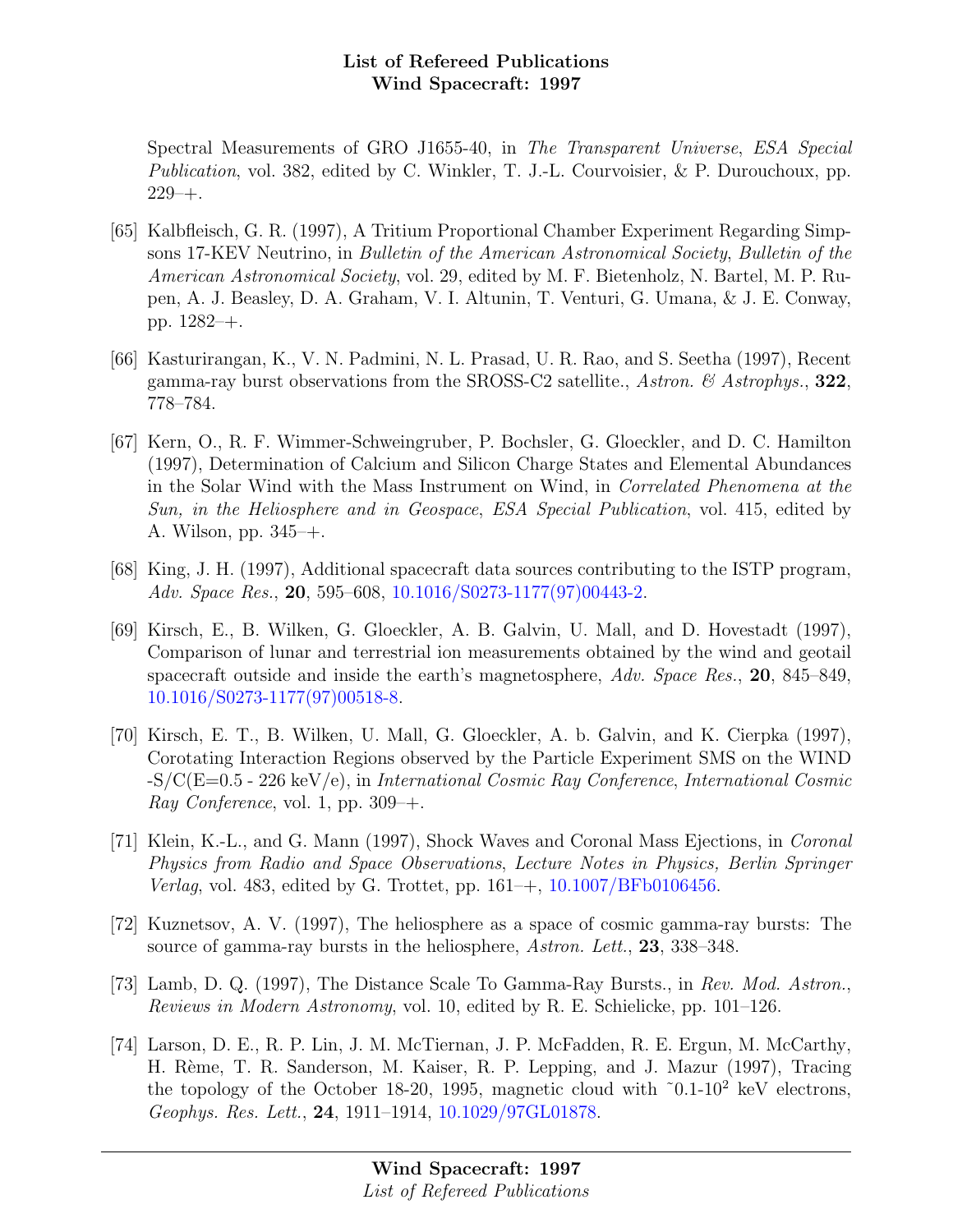Spectral Measurements of GRO J1655-40, in *The Transparent Universe*, *ESA Special Publication*, vol. 382, edited by C. Winkler, T. J.-L. Courvoisier, & P. Durouchoux, pp. 229–+.

[65] Kalbfleisch, G. R. (1997), A Tritium Proportional Chamber Experiment Regarding Simpsons 17-KEV Neutrino, in *Bulletin of the American Astronomical Society*, *Bulletin of the American Astronomical Society*, vol. 29, edited by M. F. Bietenholz, N. Bartel, M. P. Rupen, A. J. Beasley, D. A. Graham, V. I. Altunin, T. Venturi, G. Umana, & J. E. Conway, pp. 1282–+.

[66] Kasturirangan, K., V. N. Padmini, N. L. Prasad, U. R. Rao, and S. Seetha (1997), Recent gamma-ray burst observations from the SROSS-C2 satellite., *Astron. & Astrophys.*, **322**, 778–784.

[67] Kern, O., R. F. Wimmer-Schweingruber, P. Bochsler, G. Gloeckler, and D. C. Hamilton (1997), Determination of Calcium and Silicon Charge States and Elemental Abundances in the Solar Wind with the Mass Instrument on Wind, in *Correlated Phenomena at the Sun, in the Heliosphere and in Geospace*, *ESA Special Publication*, vol. 415, edited by A. Wilson, pp. 345–+.

[68] King, J. H. (1997), Additional spacecraft data sources contributing to the ISTP program, *Adv. Space Res.*, **20**, 595–608, 10.1016/S0273-1177(97)00443-2.

[69] Kirsch, E., B. Wilken, G. Gloeckler, A. B. Galvin, U. Mall, and D. Hovestadt (1997), Comparison of lunar and terrestrial ion measurements obtained by the wind and geotail spacecraft outside and inside the earth's magnetosphere, *Adv. Space Res.*, **20**, 845–849, 10.1016/S0273-1177(97)00518-8.

[70] Kirsch, E. T., B. Wilken, U. Mall, G. Gloeckler, A. b. Galvin, and K. Cierpka (1997), Corotating Interaction Regions observed by the Particle Experiment SMS on the WIND -S/C(E=0.5 - 226 keV/e), in *International Cosmic Ray Conference*, *International Cosmic Ray Conference*, vol. 1, pp. 309–+.

[71] Klein, K.-L., and G. Mann (1997), Shock Waves and Coronal Mass Ejections, in *Coronal Physics from Radio and Space Observations*, *Lecture Notes in Physics, Berlin Springer Verlag*, vol. 483, edited by G. Trottet, pp. 161–+, 10.1007/BFb0106456.

[72] Kuznetsov, A. V. (1997), The heliosphere as a space of cosmic gamma-ray bursts: The source of gamma-ray bursts in the heliosphere, *Astron. Lett.*, **23**, 338–348.

[73] Lamb, D. Q. (1997), The Distance Scale To Gamma-Ray Bursts., in *Rev. Mod. Astron.*, *Reviews in Modern Astronomy*, vol. 10, edited by R. E. Schielicke, pp. 101–126.

[74] Larson, D. E., R. P. Lin, J. M. McTiernan, J. P. McFadden, R. E. Ergun, M. McCarthy, H. Rème, T. R. Sanderson, M. Kaiser, R. P. Lepping, and J. Mazur (1997), Tracing the topology of the October 18-20, 1995, magnetic cloud with ˜0.1-$10^2$ keV electrons, *Geophys. Res. Lett.*, **24**, 1911–1914, 10.1029/97GL01878.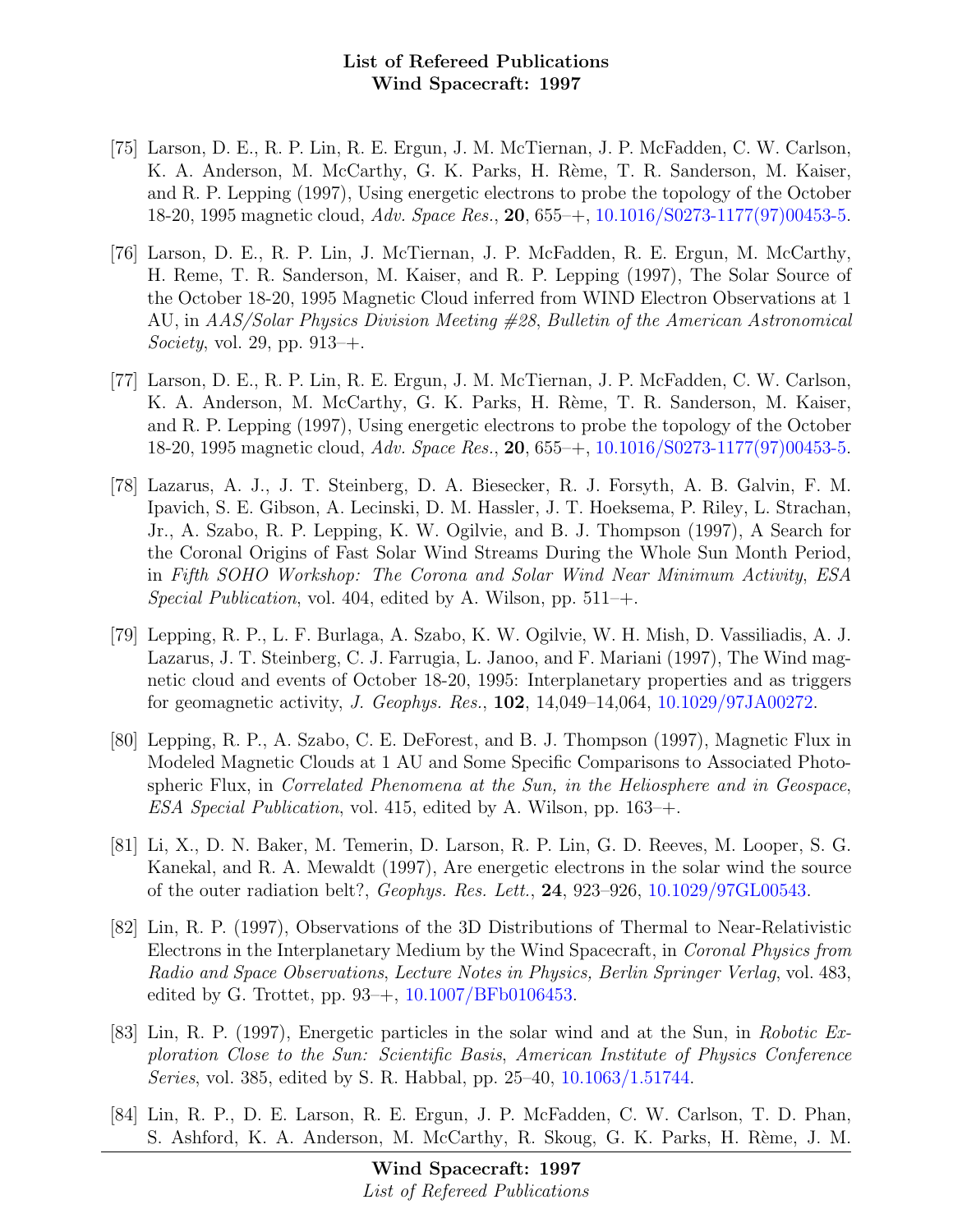[75] Larson, D. E., R. P. Lin, R. E. Ergun, J. M. McTiernan, J. P. McFadden, C. W. Carlson, K. A. Anderson, M. McCarthy, G. K. Parks, H. Rème, T. R. Sanderson, M. Kaiser, and R. P. Lepping (1997), Using energetic electrons to probe the topology of the October 18-20, 1995 magnetic cloud, *Adv. Space Res.*, **20**, 655–+, 10.1016/S0273-1177(97)00453-5.

[76] Larson, D. E., R. P. Lin, J. McTiernan, J. P. McFadden, R. E. Ergun, M. McCarthy, H. Reme, T. R. Sanderson, M. Kaiser, and R. P. Lepping (1997), The Solar Source of the October 18-20, 1995 Magnetic Cloud inferred from WIND Electron Observations at 1 AU, in *AAS/Solar Physics Division Meeting #28*, *Bulletin of the American Astronomical Society*, vol. 29, pp. 913–+.

[77] Larson, D. E., R. P. Lin, R. E. Ergun, J. M. McTiernan, J. P. McFadden, C. W. Carlson, K. A. Anderson, M. McCarthy, G. K. Parks, H. Rème, T. R. Sanderson, M. Kaiser, and R. P. Lepping (1997), Using energetic electrons to probe the topology of the October 18-20, 1995 magnetic cloud, *Adv. Space Res.*, **20**, 655–+, 10.1016/S0273-1177(97)00453-5.

[78] Lazarus, A. J., J. T. Steinberg, D. A. Biesecker, R. J. Forsyth, A. B. Galvin, F. M. Ipavich, S. E. Gibson, A. Lecinski, D. M. Hassler, J. T. Hoeksema, P. Riley, L. Strachan, Jr., A. Szabo, R. P. Lepping, K. W. Ogilvie, and B. J. Thompson (1997), A Search for the Coronal Origins of Fast Solar Wind Streams During the Whole Sun Month Period, in *Fifth SOHO Workshop: The Corona and Solar Wind Near Minimum Activity*, *ESA Special Publication*, vol. 404, edited by A. Wilson, pp. 511–+.

[79] Lepping, R. P., L. F. Burlaga, A. Szabo, K. W. Ogilvie, W. H. Mish, D. Vassiliadis, A. J. Lazarus, J. T. Steinberg, C. J. Farrugia, L. Janoo, and F. Mariani (1997), The Wind magnetic cloud and events of October 18-20, 1995: Interplanetary properties and as triggers for geomagnetic activity, *J. Geophys. Res.*, **102**, 14,049–14,064, 10.1029/97JA00272.

[80] Lepping, R. P., A. Szabo, C. E. DeForest, and B. J. Thompson (1997), Magnetic Flux in Modeled Magnetic Clouds at 1 AU and Some Specific Comparisons to Associated Photospheric Flux, in *Correlated Phenomena at the Sun, in the Heliosphere and in Geospace*, *ESA Special Publication*, vol. 415, edited by A. Wilson, pp. 163–+.

[81] Li, X., D. N. Baker, M. Temerin, D. Larson, R. P. Lin, G. D. Reeves, M. Looper, S. G. Kanekal, and R. A. Mewaldt (1997), Are energetic electrons in the solar wind the source of the outer radiation belt?, *Geophys. Res. Lett.*, **24**, 923–926, 10.1029/97GL00543.

[82] Lin, R. P. (1997), Observations of the 3D Distributions of Thermal to Near-Relativistic Electrons in the Interplanetary Medium by the Wind Spacecraft, in *Coronal Physics from Radio and Space Observations*, *Lecture Notes in Physics, Berlin Springer Verlag*, vol. 483, edited by G. Trottet, pp. 93–+, 10.1007/BFb0106453.

[83] Lin, R. P. (1997), Energetic particles in the solar wind and at the Sun, in *Robotic Exploration Close to the Sun: Scientific Basis*, *American Institute of Physics Conference Series*, vol. 385, edited by S. R. Habbal, pp. 25–40, 10.1063/1.51744.

[84] Lin, R. P., D. E. Larson, R. E. Ergun, J. P. McFadden, C. W. Carlson, T. D. Phan, S. Ashford, K. A. Anderson, M. McCarthy, R. Skoug, G. K. Parks, H. Rème, J. M.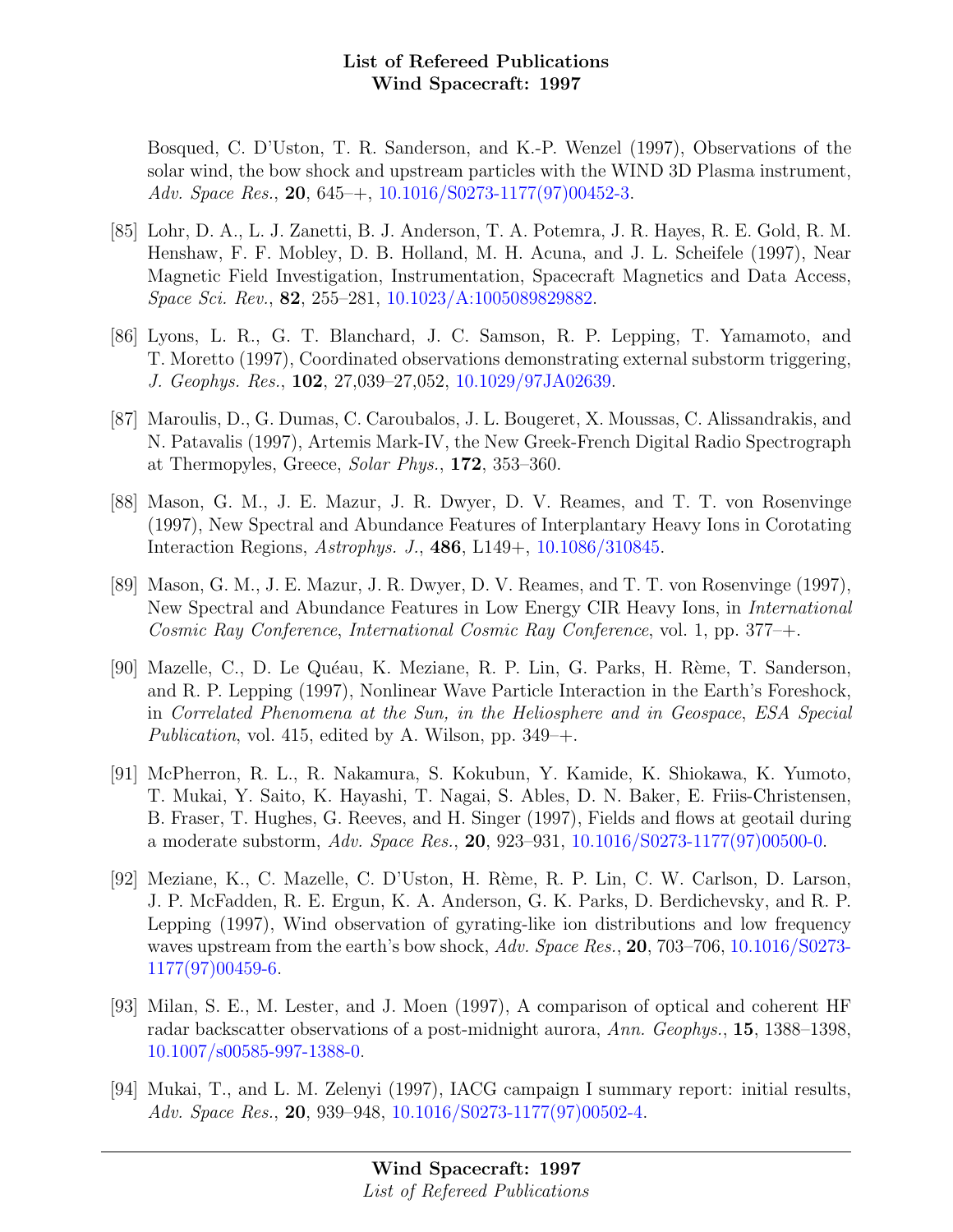Bosqued, C. D'Uston, T. R. Sanderson, and K.-P. Wenzel (1997), Observations of the solar wind, the bow shock and upstream particles with the WIND 3D Plasma instrument, *Adv. Space Res.*, **20**, 645–+, 10.1016/S0273-1177(97)00452-3.

[85] Lohr, D. A., L. J. Zanetti, B. J. Anderson, T. A. Potemra, J. R. Hayes, R. E. Gold, R. M. Henshaw, F. F. Mobley, D. B. Holland, M. H. Acuna, and J. L. Scheifele (1997), Near Magnetic Field Investigation, Instrumentation, Spacecraft Magnetics and Data Access, *Space Sci. Rev.*, **82**, 255–281, 10.1023/A:1005089829882.

[86] Lyons, L. R., G. T. Blanchard, J. C. Samson, R. P. Lepping, T. Yamamoto, and T. Moretto (1997), Coordinated observations demonstrating external substorm triggering, *J. Geophys. Res.*, **102**, 27,039–27,052, 10.1029/97JA02639.

[87] Maroulis, D., G. Dumas, C. Caroubalos, J. L. Bougeret, X. Moussas, C. Alissandrakis, and N. Patavalis (1997), Artemis Mark-IV, the New Greek-French Digital Radio Spectrograph at Thermopyles, Greece, *Solar Phys.*, **172**, 353–360.

[88] Mason, G. M., J. E. Mazur, J. R. Dwyer, D. V. Reames, and T. T. von Rosenvinge (1997), New Spectral and Abundance Features of Interplantary Heavy Ions in Corotating Interaction Regions, *Astrophys. J.*, **486**, L149+, 10.1086/310845.

[89] Mason, G. M., J. E. Mazur, J. R. Dwyer, D. V. Reames, and T. T. von Rosenvinge (1997), New Spectral and Abundance Features in Low Energy CIR Heavy Ions, in *International Cosmic Ray Conference*, *International Cosmic Ray Conference*, vol. 1, pp. 377–+.

[90] Mazelle, C., D. Le Quéau, K. Meziane, R. P. Lin, G. Parks, H. Rème, T. Sanderson, and R. P. Lepping (1997), Nonlinear Wave Particle Interaction in the Earth's Foreshock, in *Correlated Phenomena at the Sun, in the Heliosphere and in Geospace*, *ESA Special Publication*, vol. 415, edited by A. Wilson, pp. 349–+.

[91] McPherron, R. L., R. Nakamura, S. Kokubun, Y. Kamide, K. Shiokawa, K. Yumoto, T. Mukai, Y. Saito, K. Hayashi, T. Nagai, S. Ables, D. N. Baker, E. Friis-Christensen, B. Fraser, T. Hughes, G. Reeves, and H. Singer (1997), Fields and flows at geotail during a moderate substorm, *Adv. Space Res.*, **20**, 923–931, 10.1016/S0273-1177(97)00500-0.

[92] Meziane, K., C. Mazelle, C. D'Uston, H. Rème, R. P. Lin, C. W. Carlson, D. Larson, J. P. McFadden, R. E. Ergun, K. A. Anderson, G. K. Parks, D. Berdichevsky, and R. P. Lepping (1997), Wind observation of gyrating-like ion distributions and low frequency waves upstream from the earth's bow shock, *Adv. Space Res.*, **20**, 703–706, 10.1016/S0273-1177(97)00459-6.

[93] Milan, S. E., M. Lester, and J. Moen (1997), A comparison of optical and coherent HF radar backscatter observations of a post-midnight aurora, *Ann. Geophys.*, **15**, 1388–1398, 10.1007/s00585-997-1388-0.

[94] Mukai, T., and L. M. Zelenyi (1997), IACG campaign I summary report: initial results, *Adv. Space Res.*, **20**, 939–948, 10.1016/S0273-1177(97)00502-4.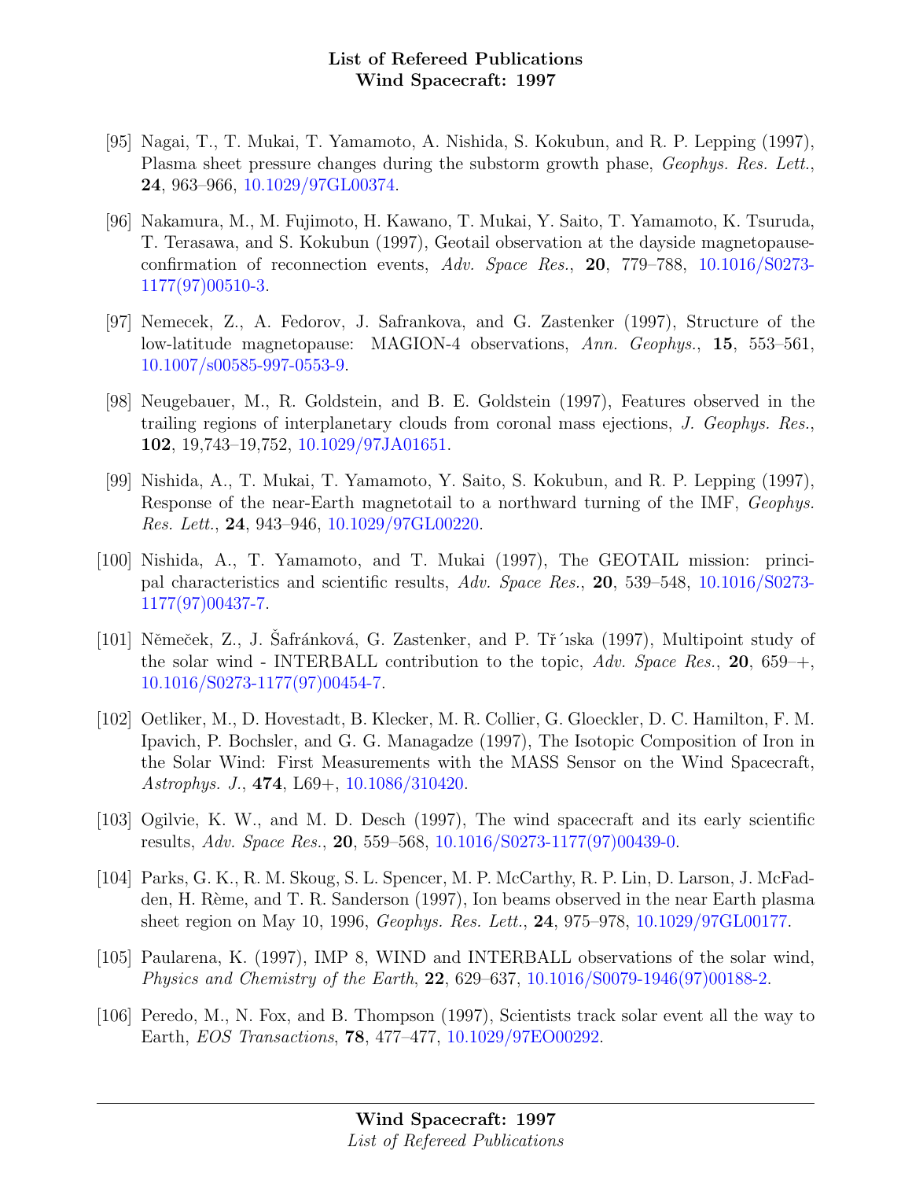[95] Nagai, T., T. Mukai, T. Yamamoto, A. Nishida, S. Kokubun, and R. P. Lepping (1997), Plasma sheet pressure changes during the substorm growth phase, *Geophys. Res. Lett.*, **24**, 963–966, 10.1029/97GL00374.

[96] Nakamura, M., M. Fujimoto, H. Kawano, T. Mukai, Y. Saito, T. Yamamoto, K. Tsuruda, T. Terasawa, and S. Kokubun (1997), Geotail observation at the dayside magnetopause-confirmation of reconnection events, *Adv. Space Res.*, **20**, 779–788, 10.1016/S0273-1177(97)00510-3.

[97] Nemecek, Z., A. Fedorov, J. Safrankova, and G. Zastenker (1997), Structure of the low-latitude magnetopause: MAGION-4 observations, *Ann. Geophys.*, **15**, 553–561, 10.1007/s00585-997-0553-9.

[98] Neugebauer, M., R. Goldstein, and B. E. Goldstein (1997), Features observed in the trailing regions of interplanetary clouds from coronal mass ejections, *J. Geophys. Res.*, **102**, 19,743–19,752, 10.1029/97JA01651.

[99] Nishida, A., T. Mukai, T. Yamamoto, Y. Saito, S. Kokubun, and R. P. Lepping (1997), Response of the near-Earth magnetotail to a northward turning of the IMF, *Geophys. Res. Lett.*, **24**, 943–946, 10.1029/97GL00220.

[100] Nishida, A., T. Yamamoto, and T. Mukai (1997), The GEOTAIL mission: principal characteristics and scientific results, *Adv. Space Res.*, **20**, 539–548, 10.1016/S0273-1177(97)00437-7.

[101] Němeček, Z., J. Šafránková, G. Zastenker, and P. Tř´ıska (1997), Multipoint study of the solar wind - INTERBALL contribution to the topic, *Adv. Space Res.*, **20**, 659–+, 10.1016/S0273-1177(97)00454-7.

[102] Oetliker, M., D. Hovestadt, B. Klecker, M. R. Collier, G. Gloeckler, D. C. Hamilton, F. M. Ipavich, P. Bochsler, and G. G. Managadze (1997), The Isotopic Composition of Iron in the Solar Wind: First Measurements with the MASS Sensor on the Wind Spacecraft, *Astrophys. J.*, **474**, L69+, 10.1086/310420.

[103] Ogilvie, K. W., and M. D. Desch (1997), The wind spacecraft and its early scientific results, *Adv. Space Res.*, **20**, 559–568, 10.1016/S0273-1177(97)00439-0.

[104] Parks, G. K., R. M. Skoug, S. L. Spencer, M. P. McCarthy, R. P. Lin, D. Larson, J. McFadden, H. Rème, and T. R. Sanderson (1997), Ion beams observed in the near Earth plasma sheet region on May 10, 1996, *Geophys. Res. Lett.*, **24**, 975–978, 10.1029/97GL00177.

[105] Paularena, K. (1997), IMP 8, WIND and INTERBALL observations of the solar wind, *Physics and Chemistry of the Earth*, **22**, 629–637, 10.1016/S0079-1946(97)00188-2.

[106] Peredo, M., N. Fox, and B. Thompson (1997), Scientists track solar event all the way to Earth, *EOS Transactions*, **78**, 477–477, 10.1029/97EO00292.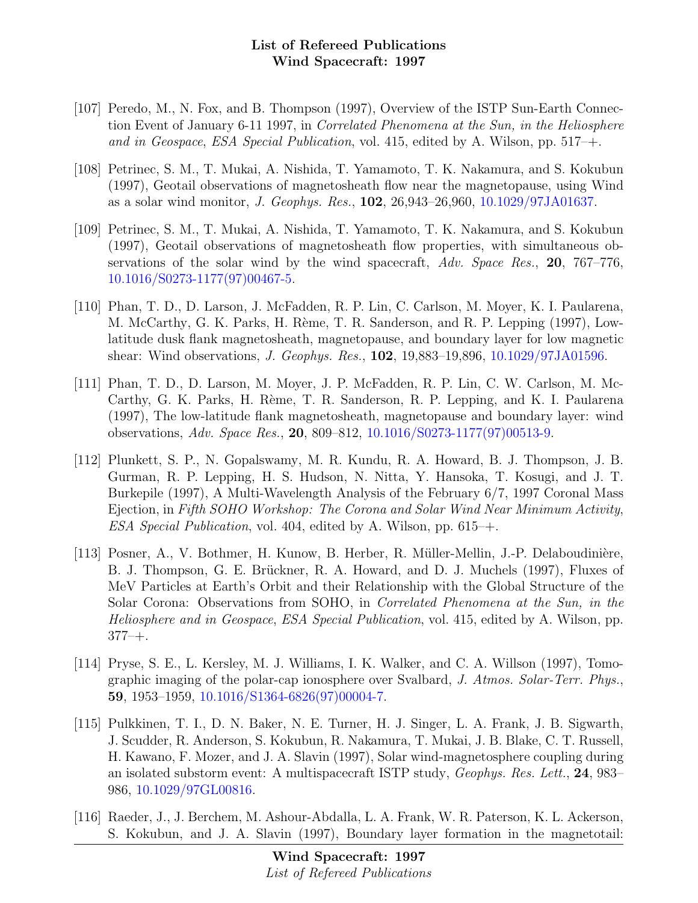[107] Peredo, M., N. Fox, and B. Thompson (1997), Overview of the ISTP Sun-Earth Connection Event of January 6-11 1997, in *Correlated Phenomena at the Sun, in the Heliosphere and in Geospace*, *ESA Special Publication*, vol. 415, edited by A. Wilson, pp. 517–+.

[108] Petrinec, S. M., T. Mukai, A. Nishida, T. Yamamoto, T. K. Nakamura, and S. Kokubun (1997), Geotail observations of magnetosheath flow near the magnetopause, using Wind as a solar wind monitor, *J. Geophys. Res.*, **102**, 26,943–26,960, 10.1029/97JA01637.

[109] Petrinec, S. M., T. Mukai, A. Nishida, T. Yamamoto, T. K. Nakamura, and S. Kokubun (1997), Geotail observations of magnetosheath flow properties, with simultaneous observations of the solar wind by the wind spacecraft, *Adv. Space Res.*, **20**, 767–776, 10.1016/S0273-1177(97)00467-5.

[110] Phan, T. D., D. Larson, J. McFadden, R. P. Lin, C. Carlson, M. Moyer, K. I. Paularena, M. McCarthy, G. K. Parks, H. Rème, T. R. Sanderson, and R. P. Lepping (1997), Low-latitude dusk flank magnetosheath, magnetopause, and boundary layer for low magnetic shear: Wind observations, *J. Geophys. Res.*, **102**, 19,883–19,896, 10.1029/97JA01596.

[111] Phan, T. D., D. Larson, M. Moyer, J. P. McFadden, R. P. Lin, C. W. Carlson, M. McCarthy, G. K. Parks, H. Rème, T. R. Sanderson, R. P. Lepping, and K. I. Paularena (1997), The low-latitude flank magnetosheath, magnetopause and boundary layer: wind observations, *Adv. Space Res.*, **20**, 809–812, 10.1016/S0273-1177(97)00513-9.

[112] Plunkett, S. P., N. Gopalswamy, M. R. Kundu, R. A. Howard, B. J. Thompson, J. B. Gurman, R. P. Lepping, H. S. Hudson, N. Nitta, Y. Hansoka, T. Kosugi, and J. T. Burkepile (1997), A Multi-Wavelength Analysis of the February 6/7, 1997 Coronal Mass Ejection, in *Fifth SOHO Workshop: The Corona and Solar Wind Near Minimum Activity*, *ESA Special Publication*, vol. 404, edited by A. Wilson, pp. 615–+.

[113] Posner, A., V. Bothmer, H. Kunow, B. Herber, R. Müller-Mellin, J.-P. Delaboudinière, B. J. Thompson, G. E. Brückner, R. A. Howard, and D. J. Muchels (1997), Fluxes of MeV Particles at Earth's Orbit and their Relationship with the Global Structure of the Solar Corona: Observations from SOHO, in *Correlated Phenomena at the Sun, in the Heliosphere and in Geospace*, *ESA Special Publication*, vol. 415, edited by A. Wilson, pp. 377–+.

[114] Pryse, S. E., L. Kersley, M. J. Williams, I. K. Walker, and C. A. Willson (1997), Tomographic imaging of the polar-cap ionosphere over Svalbard, *J. Atmos. Solar-Terr. Phys.*, **59**, 1953–1959, 10.1016/S1364-6826(97)00004-7.

[115] Pulkkinen, T. I., D. N. Baker, N. E. Turner, H. J. Singer, L. A. Frank, J. B. Sigwarth, J. Scudder, R. Anderson, S. Kokubun, R. Nakamura, T. Mukai, J. B. Blake, C. T. Russell, H. Kawano, F. Mozer, and J. A. Slavin (1997), Solar wind-magnetosphere coupling during an isolated substorm event: A multispacecraft ISTP study, *Geophys. Res. Lett.*, **24**, 983–986, 10.1029/97GL00816.

[116] Raeder, J., J. Berchem, M. Ashour-Abdalla, L. A. Frank, W. R. Paterson, K. L. Ackerson, S. Kokubun, and J. A. Slavin (1997), Boundary layer formation in the magnetotail: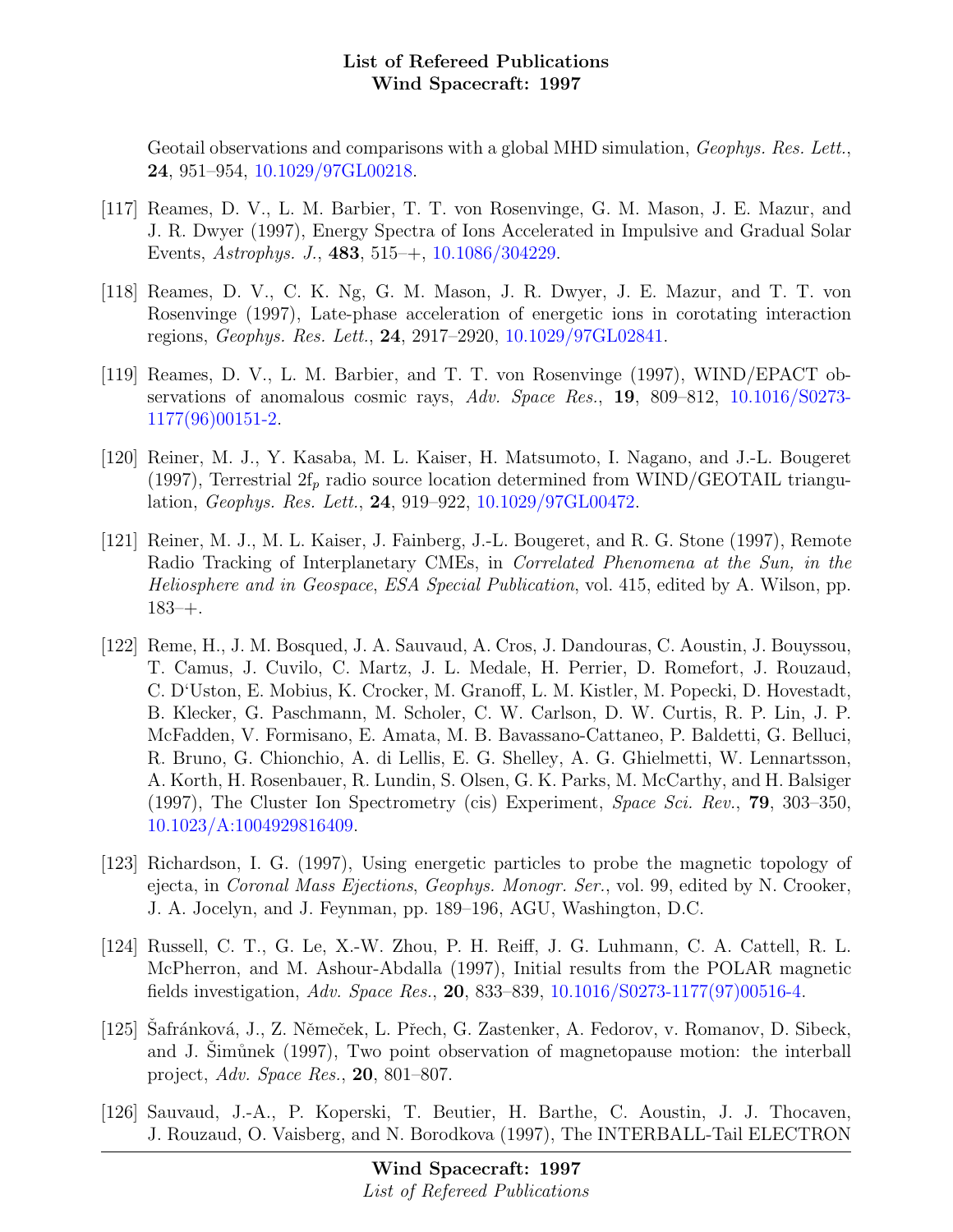Geotail observations and comparisons with a global MHD simulation, *Geophys. Res. Lett.*, **24**, 951–954, 10.1029/97GL00218.

[117] Reames, D. V., L. M. Barbier, T. T. von Rosenvinge, G. M. Mason, J. E. Mazur, and J. R. Dwyer (1997), Energy Spectra of Ions Accelerated in Impulsive and Gradual Solar Events, *Astrophys. J.*, **483**, 515–+, 10.1086/304229.

[118] Reames, D. V., C. K. Ng, G. M. Mason, J. R. Dwyer, J. E. Mazur, and T. T. von Rosenvinge (1997), Late-phase acceleration of energetic ions in corotating interaction regions, *Geophys. Res. Lett.*, **24**, 2917–2920, 10.1029/97GL02841.

[119] Reames, D. V., L. M. Barbier, and T. T. von Rosenvinge (1997), WIND/EPACT observations of anomalous cosmic rays, *Adv. Space Res.*, **19**, 809–812, 10.1016/S0273-1177(96)00151-2.

[120] Reiner, M. J., Y. Kasaba, M. L. Kaiser, H. Matsumoto, I. Nagano, and J.-L. Bougeret (1997), Terrestrial 2f$_p$ radio source location determined from WIND/GEOTAIL triangulation, *Geophys. Res. Lett.*, **24**, 919–922, 10.1029/97GL00472.

[121] Reiner, M. J., M. L. Kaiser, J. Fainberg, J.-L. Bougeret, and R. G. Stone (1997), Remote Radio Tracking of Interplanetary CMEs, in *Correlated Phenomena at the Sun, in the Heliosphere and in Geospace*, *ESA Special Publication*, vol. 415, edited by A. Wilson, pp. 183–+.

[122] Reme, H., J. M. Bosqued, J. A. Sauvaud, A. Cros, J. Dandouras, C. Aoustin, J. Bouyssou, T. Camus, J. Cuvilo, C. Martz, J. L. Medale, H. Perrier, D. Romefort, J. Rouzaud, C. D'Uston, E. Mobius, K. Crocker, M. Granoff, L. M. Kistler, M. Popecki, D. Hovestadt, B. Klecker, G. Paschmann, M. Scholer, C. W. Carlson, D. W. Curtis, R. P. Lin, J. P. McFadden, V. Formisano, E. Amata, M. B. Bavassano-Cattaneo, P. Baldetti, G. Belluci, R. Bruno, G. Chionchio, A. di Lellis, E. G. Shelley, A. G. Ghielmetti, W. Lennartsson, A. Korth, H. Rosenbauer, R. Lundin, S. Olsen, G. K. Parks, M. McCarthy, and H. Balsiger (1997), The Cluster Ion Spectrometry (cis) Experiment, *Space Sci. Rev.*, **79**, 303–350, 10.1023/A:1004929816409.

[123] Richardson, I. G. (1997), Using energetic particles to probe the magnetic topology of ejecta, in *Coronal Mass Ejections*, *Geophys. Monogr. Ser.*, vol. 99, edited by N. Crooker, J. A. Jocelyn, and J. Feynman, pp. 189–196, AGU, Washington, D.C.

[124] Russell, C. T., G. Le, X.-W. Zhou, P. H. Reiff, J. G. Luhmann, C. A. Cattell, R. L. McPherron, and M. Ashour-Abdalla (1997), Initial results from the POLAR magnetic fields investigation, *Adv. Space Res.*, **20**, 833–839, 10.1016/S0273-1177(97)00516-4.

[125] Šafránková, J., Z. Němeček, L. Přech, G. Zastenker, A. Fedorov, v. Romanov, D. Sibeck, and J. Šimůnek (1997), Two point observation of magnetopause motion: the interball project, *Adv. Space Res.*, **20**, 801–807.

[126] Sauvaud, J.-A., P. Koperski, T. Beutier, H. Barthe, C. Aoustin, J. J. Thocaven, J. Rouzaud, O. Vaisberg, and N. Borodkova (1997), The INTERBALL-Tail ELECTRON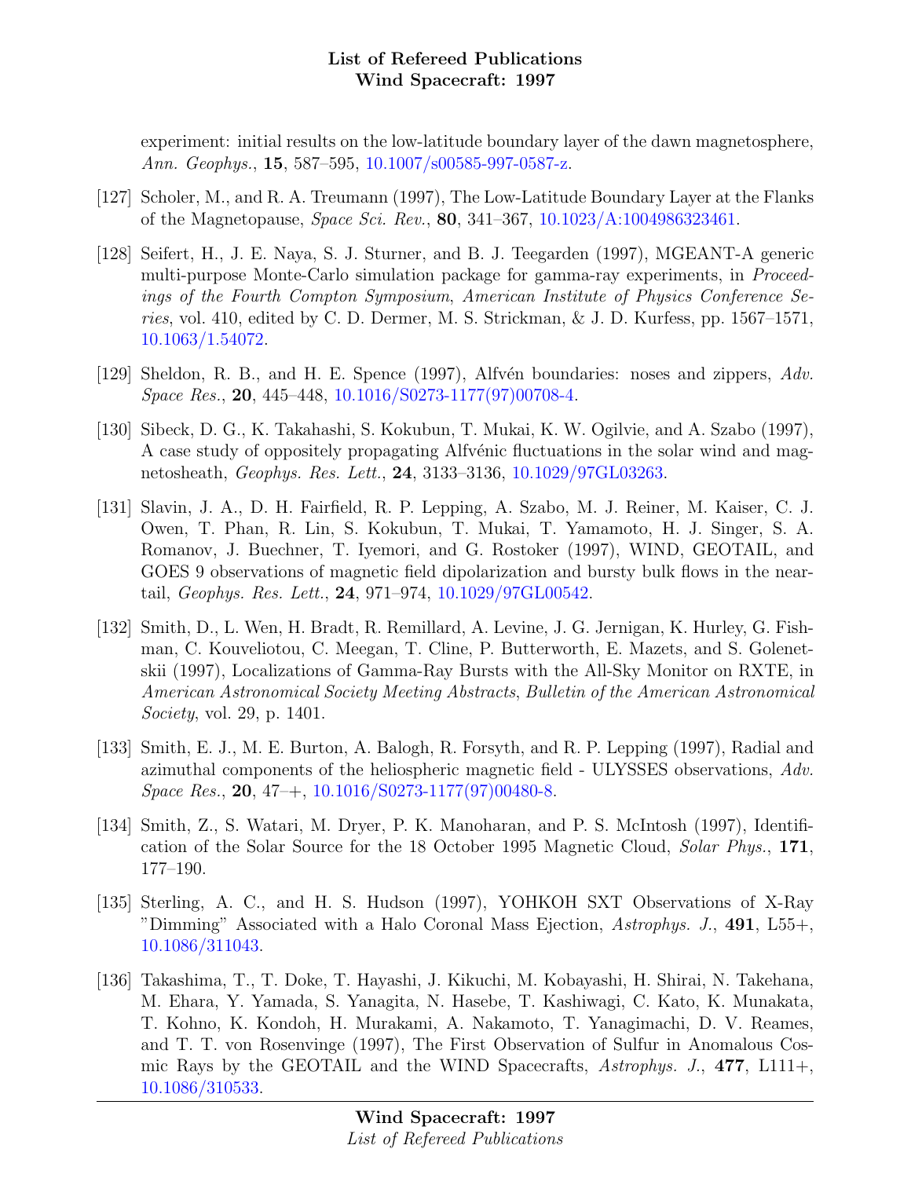experiment: initial results on the low-latitude boundary layer of the dawn magnetosphere, *Ann. Geophys.*, **15**, 587–595, 10.1007/s00585-997-0587-z.

[127] Scholer, M., and R. A. Treumann (1997), The Low-Latitude Boundary Layer at the Flanks of the Magnetopause, *Space Sci. Rev.*, **80**, 341–367, 10.1023/A:1004986323461.

[128] Seifert, H., J. E. Naya, S. J. Sturner, and B. J. Teegarden (1997), MGEANT-A generic multi-purpose Monte-Carlo simulation package for gamma-ray experiments, in *Proceedings of the Fourth Compton Symposium*, *American Institute of Physics Conference Series*, vol. 410, edited by C. D. Dermer, M. S. Strickman, & J. D. Kurfess, pp. 1567–1571, 10.1063/1.54072.

[129] Sheldon, R. B., and H. E. Spence (1997), Alfvén boundaries: noses and zippers, *Adv. Space Res.*, **20**, 445–448, 10.1016/S0273-1177(97)00708-4.

[130] Sibeck, D. G., K. Takahashi, S. Kokubun, T. Mukai, K. W. Ogilvie, and A. Szabo (1997), A case study of oppositely propagating Alfvénic fluctuations in the solar wind and magnetosheath, *Geophys. Res. Lett.*, **24**, 3133–3136, 10.1029/97GL03263.

[131] Slavin, J. A., D. H. Fairfield, R. P. Lepping, A. Szabo, M. J. Reiner, M. Kaiser, C. J. Owen, T. Phan, R. Lin, S. Kokubun, T. Mukai, T. Yamamoto, H. J. Singer, S. A. Romanov, J. Buechner, T. Iyemori, and G. Rostoker (1997), WIND, GEOTAIL, and GOES 9 observations of magnetic field dipolarization and bursty bulk flows in the near-tail, *Geophys. Res. Lett.*, **24**, 971–974, 10.1029/97GL00542.

[132] Smith, D., L. Wen, H. Bradt, R. Remillard, A. Levine, J. G. Jernigan, K. Hurley, G. Fishman, C. Kouveliotou, C. Meegan, T. Cline, P. Butterworth, E. Mazets, and S. Golenetskii (1997), Localizations of Gamma-Ray Bursts with the All-Sky Monitor on RXTE, in *American Astronomical Society Meeting Abstracts*, *Bulletin of the American Astronomical Society*, vol. 29, p. 1401.

[133] Smith, E. J., M. E. Burton, A. Balogh, R. Forsyth, and R. P. Lepping (1997), Radial and azimuthal components of the heliospheric magnetic field - ULYSSES observations, *Adv. Space Res.*, **20**, 47–+, 10.1016/S0273-1177(97)00480-8.

[134] Smith, Z., S. Watari, M. Dryer, P. K. Manoharan, and P. S. McIntosh (1997), Identification of the Solar Source for the 18 October 1995 Magnetic Cloud, *Solar Phys.*, **171**, 177–190.

[135] Sterling, A. C., and H. S. Hudson (1997), YOHKOH SXT Observations of X-Ray "Dimming" Associated with a Halo Coronal Mass Ejection, *Astrophys. J.*, **491**, L55+, 10.1086/311043.

[136] Takashima, T., T. Doke, T. Hayashi, J. Kikuchi, M. Kobayashi, H. Shirai, N. Takehana, M. Ehara, Y. Yamada, S. Yanagita, N. Hasebe, T. Kashiwagi, C. Kato, K. Munakata, T. Kohno, K. Kondoh, H. Murakami, A. Nakamoto, T. Yanagimachi, D. V. Reames, and T. T. von Rosenvinge (1997), The First Observation of Sulfur in Anomalous Cosmic Rays by the GEOTAIL and the WIND Spacecrafts, *Astrophys. J.*, **477**, L111+, 10.1086/310533.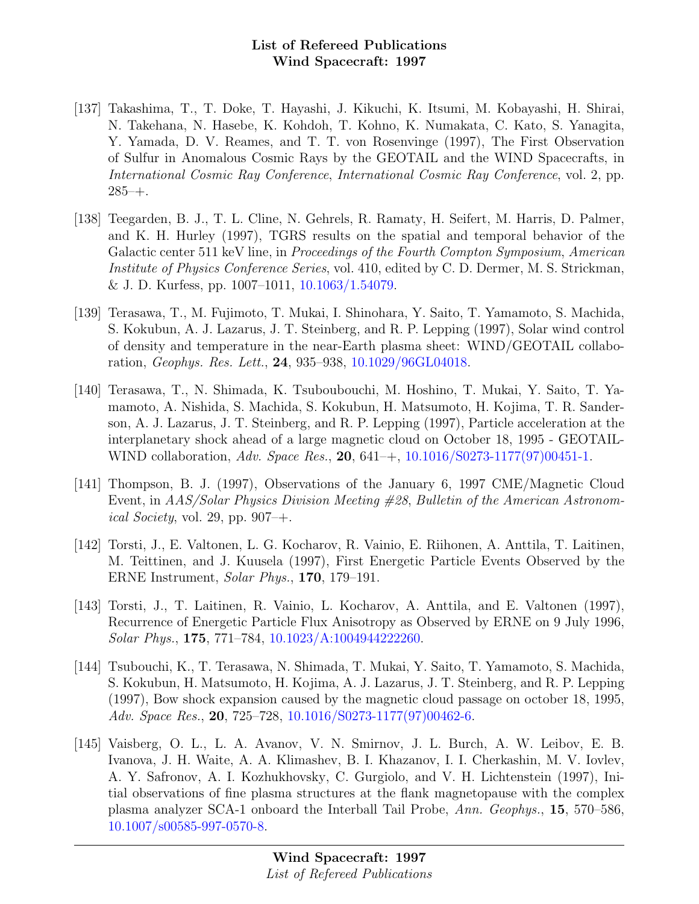[137] Takashima, T., T. Doke, T. Hayashi, J. Kikuchi, K. Itsumi, M. Kobayashi, H. Shirai, N. Takehana, N. Hasebe, K. Kohdoh, T. Kohno, K. Numakata, C. Kato, S. Yanagita, Y. Yamada, D. V. Reames, and T. T. von Rosenvinge (1997), The First Observation of Sulfur in Anomalous Cosmic Rays by the GEOTAIL and the WIND Spacecrafts, in *International Cosmic Ray Conference*, *International Cosmic Ray Conference*, vol. 2, pp. 285–+.

[138] Teegarden, B. J., T. L. Cline, N. Gehrels, R. Ramaty, H. Seifert, M. Harris, D. Palmer, and K. H. Hurley (1997), TGRS results on the spatial and temporal behavior of the Galactic center 511 keV line, in *Proceedings of the Fourth Compton Symposium*, *American Institute of Physics Conference Series*, vol. 410, edited by C. D. Dermer, M. S. Strickman, & J. D. Kurfess, pp. 1007–1011, 10.1063/1.54079.

[139] Terasawa, T., M. Fujimoto, T. Mukai, I. Shinohara, Y. Saito, T. Yamamoto, S. Machida, S. Kokubun, A. J. Lazarus, J. T. Steinberg, and R. P. Lepping (1997), Solar wind control of density and temperature in the near-Earth plasma sheet: WIND/GEOTAIL collaboration, *Geophys. Res. Lett.*, **24**, 935–938, 10.1029/96GL04018.

[140] Terasawa, T., N. Shimada, K. Tsuboubouchi, M. Hoshino, T. Mukai, Y. Saito, T. Yamamoto, A. Nishida, S. Machida, S. Kokubun, H. Matsumoto, H. Kojima, T. R. Sanderson, A. J. Lazarus, J. T. Steinberg, and R. P. Lepping (1997), Particle acceleration at the interplanetary shock ahead of a large magnetic cloud on October 18, 1995 - GEOTAIL-WIND collaboration, *Adv. Space Res.*, **20**, 641–+, 10.1016/S0273-1177(97)00451-1.

[141] Thompson, B. J. (1997), Observations of the January 6, 1997 CME/Magnetic Cloud Event, in *AAS/Solar Physics Division Meeting #28*, *Bulletin of the American Astronomical Society*, vol. 29, pp. 907–+.

[142] Torsti, J., E. Valtonen, L. G. Kocharov, R. Vainio, E. Riihonen, A. Anttila, T. Laitinen, M. Teittinen, and J. Kuusela (1997), First Energetic Particle Events Observed by the ERNE Instrument, *Solar Phys.*, **170**, 179–191.

[143] Torsti, J., T. Laitinen, R. Vainio, L. Kocharov, A. Anttila, and E. Valtonen (1997), Recurrence of Energetic Particle Flux Anisotropy as Observed by ERNE on 9 July 1996, *Solar Phys.*, **175**, 771–784, 10.1023/A:1004944222260.

[144] Tsubouchi, K., T. Terasawa, N. Shimada, T. Mukai, Y. Saito, T. Yamamoto, S. Machida, S. Kokubun, H. Matsumoto, H. Kojima, A. J. Lazarus, J. T. Steinberg, and R. P. Lepping (1997), Bow shock expansion caused by the magnetic cloud passage on october 18, 1995, *Adv. Space Res.*, **20**, 725–728, 10.1016/S0273-1177(97)00462-6.

[145] Vaisberg, O. L., L. A. Avanov, V. N. Smirnov, J. L. Burch, A. W. Leibov, E. B. Ivanova, J. H. Waite, A. A. Klimashev, B. I. Khazanov, I. I. Cherkashin, M. V. Iovlev, A. Y. Safronov, A. I. Kozhukhovsky, C. Gurgiolo, and V. H. Lichtenstein (1997), Initial observations of fine plasma structures at the flank magnetopause with the complex plasma analyzer SCA-1 onboard the Interball Tail Probe, *Ann. Geophys.*, **15**, 570–586, 10.1007/s00585-997-0570-8.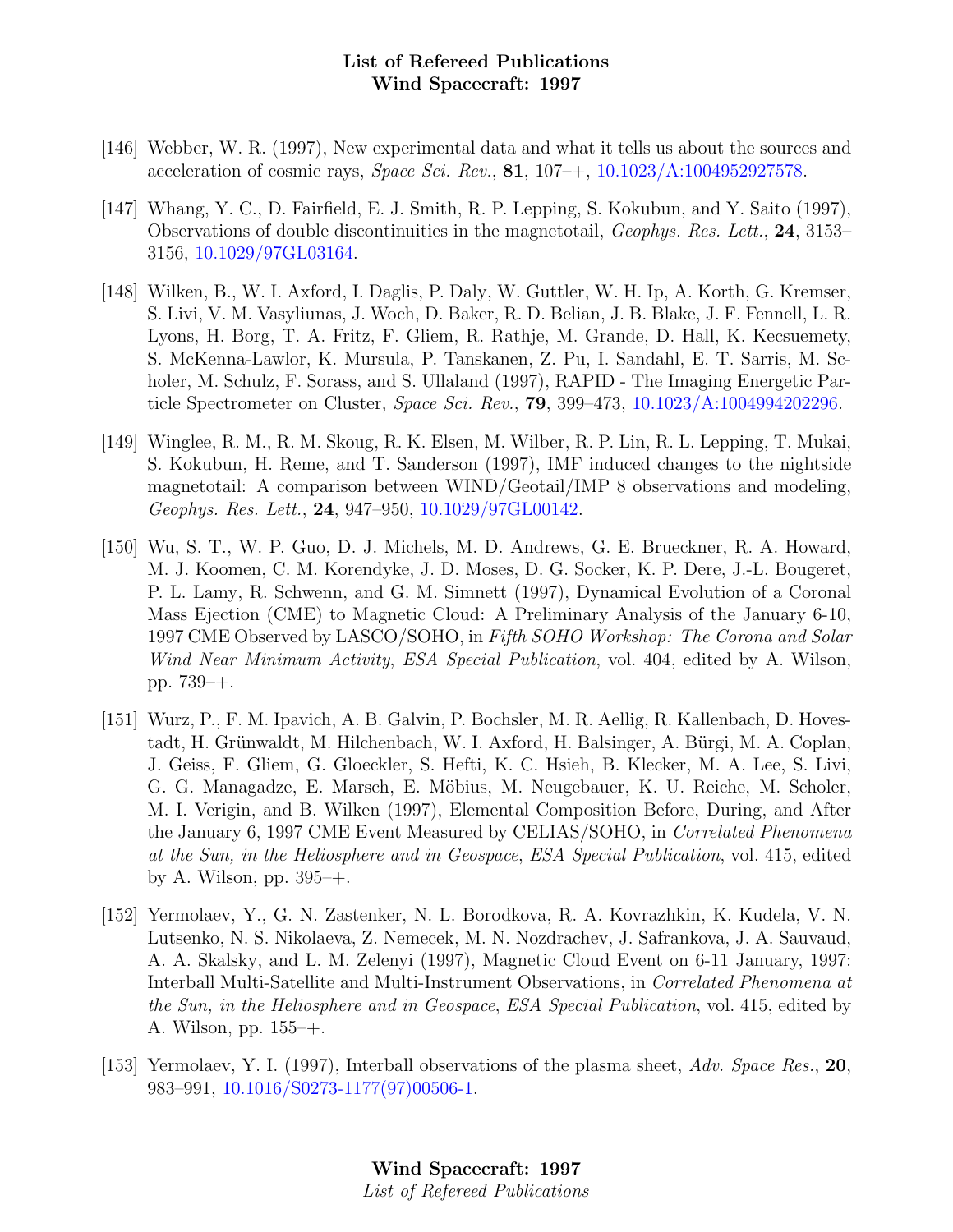[146] Webber, W. R. (1997), New experimental data and what it tells us about the sources and acceleration of cosmic rays, *Space Sci. Rev.*, **81**, 107–+, 10.1023/A:1004952927578.

[147] Whang, Y. C., D. Fairfield, E. J. Smith, R. P. Lepping, S. Kokubun, and Y. Saito (1997), Observations of double discontinuities in the magnetotail, *Geophys. Res. Lett.*, **24**, 3153–3156, 10.1029/97GL03164.

[148] Wilken, B., W. I. Axford, I. Daglis, P. Daly, W. Guttler, W. H. Ip, A. Korth, G. Kremser, S. Livi, V. M. Vasyliunas, J. Woch, D. Baker, R. D. Belian, J. B. Blake, J. F. Fennell, L. R. Lyons, H. Borg, T. A. Fritz, F. Gliem, R. Rathje, M. Grande, D. Hall, K. Kecsuemety, S. McKenna-Lawlor, K. Mursula, P. Tanskanen, Z. Pu, I. Sandahl, E. T. Sarris, M. Scholer, M. Schulz, F. Sorass, and S. Ullaland (1997), RAPID - The Imaging Energetic Particle Spectrometer on Cluster, *Space Sci. Rev.*, **79**, 399–473, 10.1023/A:1004994202296.

[149] Winglee, R. M., R. M. Skoug, R. K. Elsen, M. Wilber, R. P. Lin, R. L. Lepping, T. Mukai, S. Kokubun, H. Reme, and T. Sanderson (1997), IMF induced changes to the nightside magnetotail: A comparison between WIND/Geotail/IMP 8 observations and modeling, *Geophys. Res. Lett.*, **24**, 947–950, 10.1029/97GL00142.

[150] Wu, S. T., W. P. Guo, D. J. Michels, M. D. Andrews, G. E. Brueckner, R. A. Howard, M. J. Koomen, C. M. Korendyke, J. D. Moses, D. G. Socker, K. P. Dere, J.-L. Bougeret, P. L. Lamy, R. Schwenn, and G. M. Simnett (1997), Dynamical Evolution of a Coronal Mass Ejection (CME) to Magnetic Cloud: A Preliminary Analysis of the January 6-10, 1997 CME Observed by LASCO/SOHO, in *Fifth SOHO Workshop: The Corona and Solar Wind Near Minimum Activity*, *ESA Special Publication*, vol. 404, edited by A. Wilson, pp. 739–+.

[151] Wurz, P., F. M. Ipavich, A. B. Galvin, P. Bochsler, M. R. Aellig, R. Kallenbach, D. Hovestadt, H. Grünwaldt, M. Hilchenbach, W. I. Axford, H. Balsinger, A. Bürgi, M. A. Coplan, J. Geiss, F. Gliem, G. Gloeckler, S. Hefti, K. C. Hsieh, B. Klecker, M. A. Lee, S. Livi, G. G. Managadze, E. Marsch, E. Möbius, M. Neugebauer, K. U. Reiche, M. Scholer, M. I. Verigin, and B. Wilken (1997), Elemental Composition Before, During, and After the January 6, 1997 CME Event Measured by CELIAS/SOHO, in *Correlated Phenomena at the Sun, in the Heliosphere and in Geospace*, *ESA Special Publication*, vol. 415, edited by A. Wilson, pp. 395–+.

[152] Yermolaev, Y., G. N. Zastenker, N. L. Borodkova, R. A. Kovrazhkin, K. Kudela, V. N. Lutsenko, N. S. Nikolaeva, Z. Nemecek, M. N. Nozdrachev, J. Safrankova, J. A. Sauvaud, A. A. Skalsky, and L. M. Zelenyi (1997), Magnetic Cloud Event on 6-11 January, 1997: Interball Multi-Satellite and Multi-Instrument Observations, in *Correlated Phenomena at the Sun, in the Heliosphere and in Geospace*, *ESA Special Publication*, vol. 415, edited by A. Wilson, pp. 155–+.

[153] Yermolaev, Y. I. (1997), Interball observations of the plasma sheet, *Adv. Space Res.*, **20**, 983–991, 10.1016/S0273-1177(97)00506-1.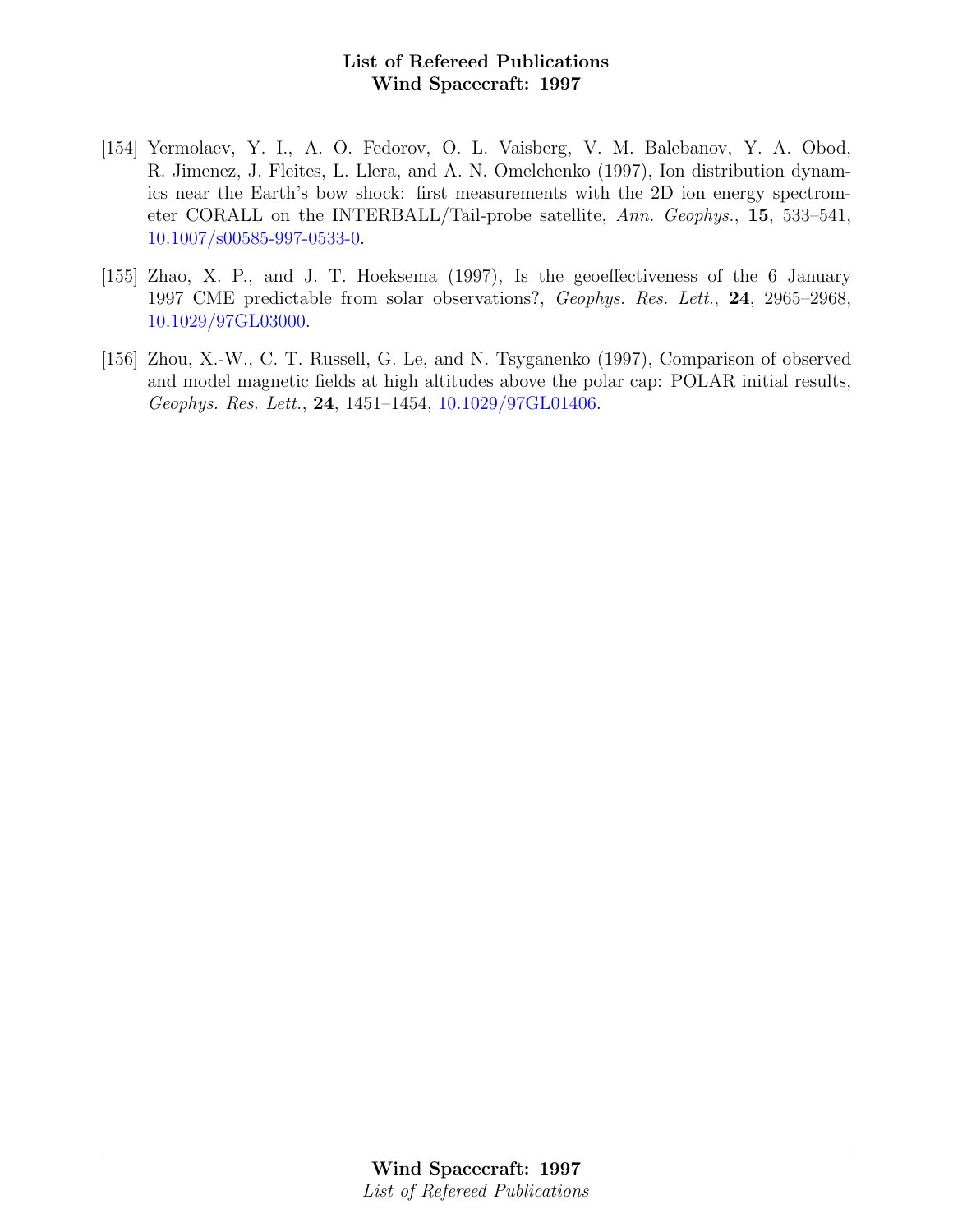[154] Yermolaev, Y. I., A. O. Fedorov, O. L. Vaisberg, V. M. Balebanov, Y. A. Obod, R. Jimenez, J. Fleites, L. Llera, and A. N. Omelchenko (1997), Ion distribution dynamics near the Earth's bow shock: first measurements with the 2D ion energy spectrometer CORALL on the INTERBALL/Tail-probe satellite, *Ann. Geophys.*, **15**, 533–541, 10.1007/s00585-997-0533-0.

[155] Zhao, X. P., and J. T. Hoeksema (1997), Is the geoeffectiveness of the 6 January 1997 CME predictable from solar observations?, *Geophys. Res. Lett.*, **24**, 2965–2968, 10.1029/97GL03000.

[156] Zhou, X.-W., C. T. Russell, G. Le, and N. Tsyganenko (1997), Comparison of observed and model magnetic fields at high altitudes above the polar cap: POLAR initial results, *Geophys. Res. Lett.*, **24**, 1451–1454, 10.1029/97GL01406.